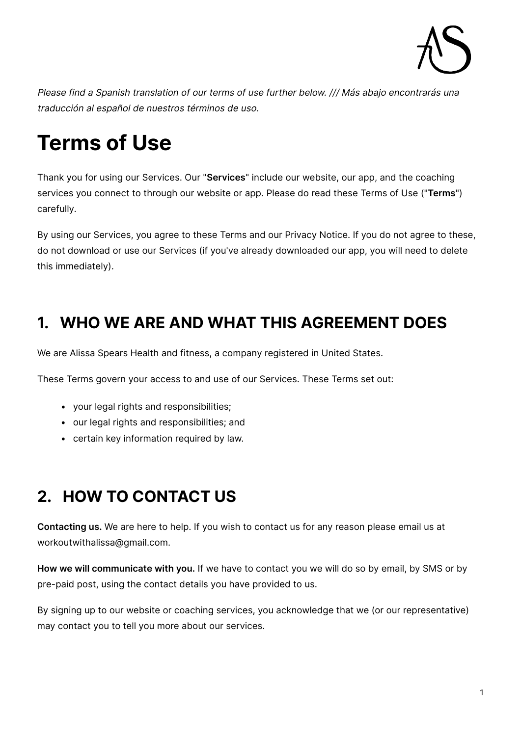*Please find a Spanish translation of our terms of use further below. /// Más abajo encontrarás una traducción al español de nuestros términos de uso.*

# Terms of Use

Thank you for using our Services. Our "**Services**" include our website, our app, and the coaching services you connect to through our website or app. Please do read these Terms of Use ("**Terms**") carefully.

By using our Services, you agree to these Terms and our Privacy Notice. If you do not agree to these, do not download or use our Services (if you've already downloaded our app, you will need to delete this immediately).

## 1. WHO WE ARE AND WHAT THIS AGREEMENT DOES

We are Alissa Spears Health and fitness, a company registered in United States.

These Terms govern your access to and use of our Services. These Terms set out:

- your legal rights and responsibilities;
- our legal rights and responsibilities; and
- certain key information required by law.

## 2. HOW TO CONTACT US

**Contacting us.** We are here to help. If you wish to contact us for any reason please email us at workoutwithalissa@gmail.com.

**How we will communicate with you.** If we have to contact you we will do so by email, by SMS or by pre-paid post, using the contact details you have provided to us.

By signing up to our website or coaching services, you acknowledge that we (or our representative) may contact you to tell you more about our services.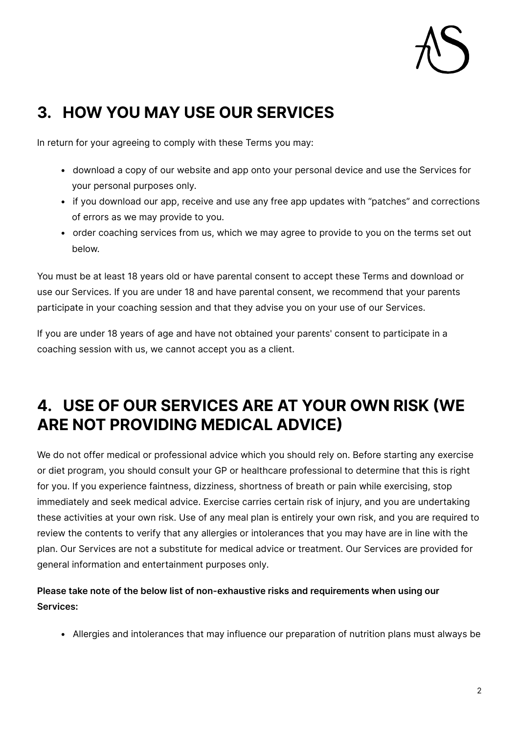## 3. HOW YOU MAY USE OUR SERVICES

In return for your agreeing to comply with these Terms you may:

- download a copy of our website and app onto your personal device and use the Services for your personal purposes only.
- if you download our app, receive and use any free app updates with "patches" and corrections of errors as we may provide to you.
- order coaching services from us, which we may agree to provide to you on the terms set out below.

You must be at least 18 years old or have parental consent to accept these Terms and download or use our Services. If you are under 18 and have parental consent, we recommend that your parents participate in your coaching session and that they advise you on your use of our Services.

If you are under 18 years of age and have not obtained your parents' consent to participate in a coaching session with us, we cannot accept you as a client.

## 4. USE OF OUR SERVICES ARE AT YOUR OWN RISK (WE ARE NOT PROVIDING MEDICAL ADVICE)

We do not offer medical or professional advice which you should rely on. Before starting any exercise or diet program, you should consult your GP or healthcare professional to determine that this is right for you. If you experience faintness, dizziness, shortness of breath or pain while exercising, stop immediately and seek medical advice. Exercise carries certain risk of injury, and you are undertaking these activities at your own risk. Use of any meal plan is entirely your own risk, and you are required to review the contents to verify that any allergies or intolerances that you may have are in line with the plan. Our Services are not a substitute for medical advice or treatment. Our Services are provided for general information and entertainment purposes only.

**Please take note of the below list of non-exhaustive risks and requirements when using our Services:**

- Allergies and intolerances that may influence our preparation of nutrition plans must always be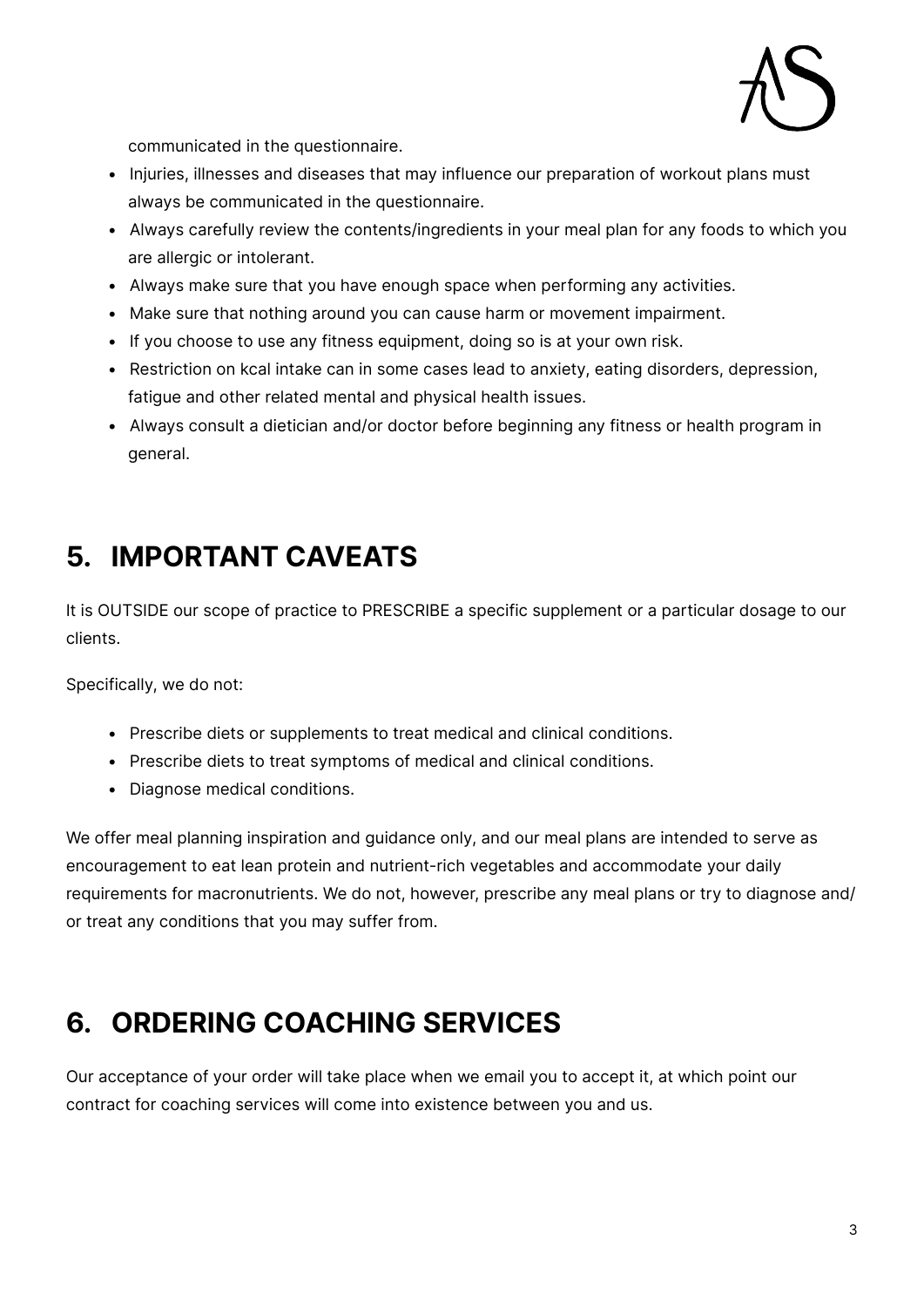communicated in the questionnaire.

- Injuries, illnesses and diseases that may influence our preparation of workout plans must always be communicated in the questionnaire.
- Always carefully review the contents/ingredients in your meal plan for any foods to which you are allergic or intolerant.
- Always make sure that you have enough space when performing any activities.
- Make sure that nothing around you can cause harm or movement impairment.
- If you choose to use any fitness equipment, doing so is at your own risk.
- Restriction on kcal intake can in some cases lead to anxiety, eating disorders, depression, fatigue and other related mental and physical health issues.
- Always consult a dietician and/or doctor before beginning any fitness or health program in general.

## 5. IMPORTANT CAVEATS

It is OUTSIDE our scope of practice to PRESCRIBE a specific supplement or a particular dosage to our clients.

Specifically, we do not:

- Prescribe diets or supplements to treat medical and clinical conditions.
- Prescribe diets to treat symptoms of medical and clinical conditions.
- Diagnose medical conditions.

We offer meal planning inspiration and guidance only, and our meal plans are intended to serve as encouragement to eat lean protein and nutrient-rich vegetables and accommodate your daily requirements for macronutrients. We do not, however, prescribe any meal plans or try to diagnose and/ or treat any conditions that you may suffer from.

## 6. ORDERING COACHING SERVICES

Our acceptance of your order will take place when we email you to accept it, at which point our contract for coaching services will come into existence between you and us.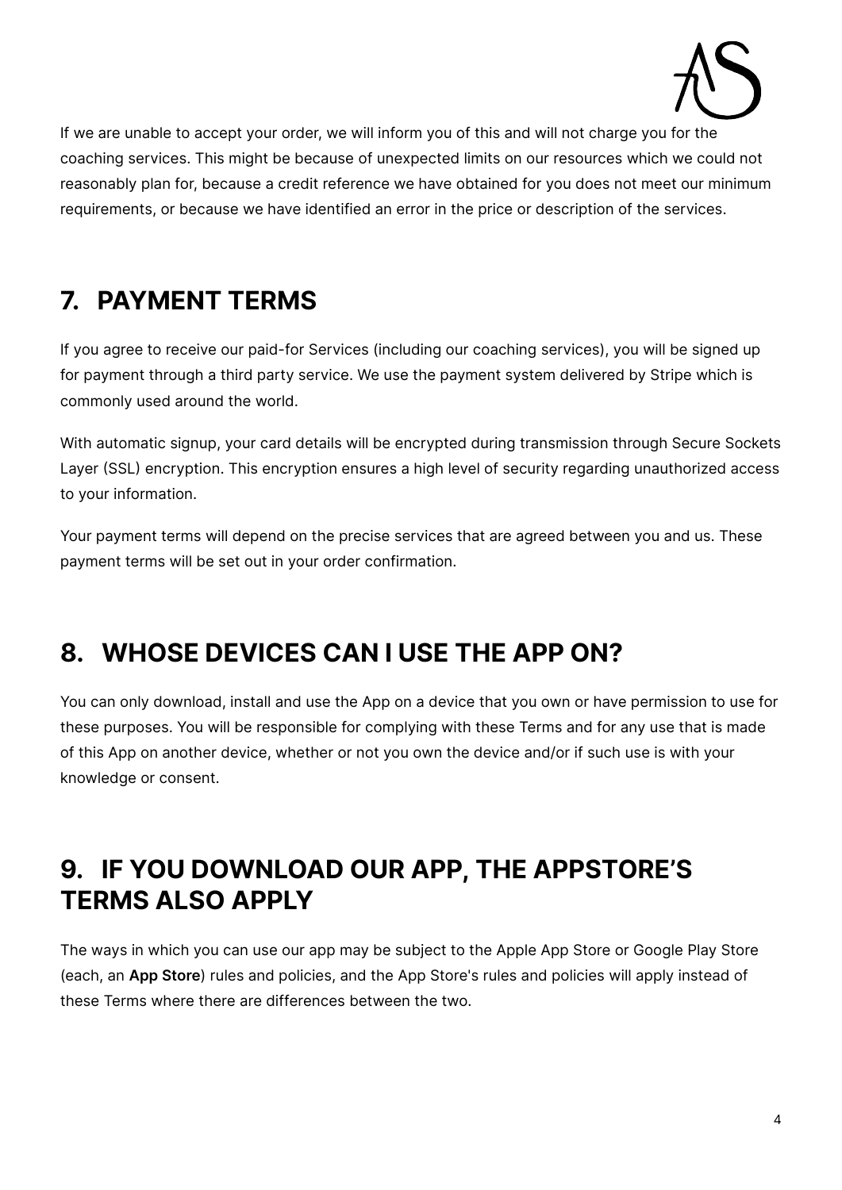If we are unable to accept your order, we will inform you of this and will not charge you for the coaching services. This might be because of unexpected limits on our resources which we could not reasonably plan for, because a credit reference we have obtained for you does not meet our minimum requirements, or because we have identified an error in the price or description of the services.

## 7. PAYMENT TERMS

If you agree to receive our paid-for Services (including our coaching services), you will be signed up for payment through a third party service. We use the payment system delivered by Stripe which is commonly used around the world.

With automatic signup, your card details will be encrypted during transmission through Secure Sockets Layer (SSL) encryption. This encryption ensures a high level of security regarding unauthorized access to your information.

Your payment terms will depend on the precise services that are agreed between you and us. These payment terms will be set out in your order confirmation.

## 8. WHOSE DEVICES CAN I USE THE APP ON?

You can only download, install and use the App on a device that you own or have permission to use for these purposes. You will be responsible for complying with these Terms and for any use that is made of this App on another device, whether or not you own the device and/or if such use is with your knowledge or consent.

## 9. IF YOU DOWNLOAD OUR APP, THE APPSTORE'S TERMS ALSO APPLY

The ways in which you can use our app may be subject to the Apple App Store or Google Play Store (each, an **App Store**) rules and policies, and the App Store's rules and policies will apply instead of these Terms where there are differences between the two.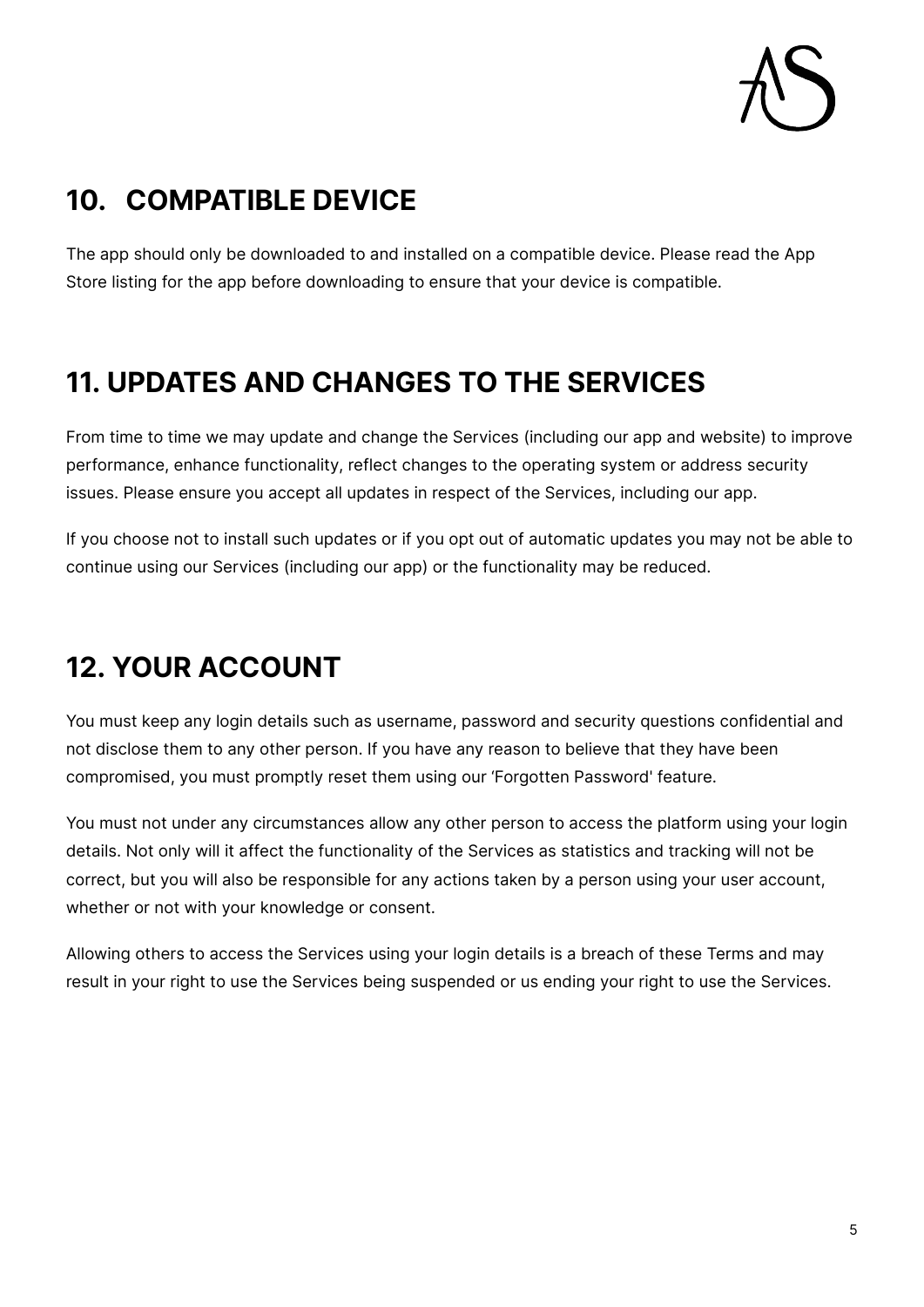## 10. COMPATIBLE DEVICE

The app should only be downloaded to and installed on a compatible device. Please read the App Store listing for the app before downloading to ensure that your device is compatible.

## 11. UPDATES AND CHANGES TO THE SERVICES

From time to time we may update and change the Services (including our app and website) to improve performance, enhance functionality, reflect changes to the operating system or address security issues. Please ensure you accept all updates in respect of the Services, including our app.

If you choose not to install such updates or if you opt out of automatic updates you may not be able to continue using our Services (including our app) or the functionality may be reduced.

## 12. YOUR ACCOUNT

You must keep any login details such as username, password and security questions confidential and not disclose them to any other person. If you have any reason to believe that they have been compromised, you must promptly reset them using our 'Forgotten Password' feature.

You must not under any circumstances allow any other person to access the platform using your login details. Not only will it affect the functionality of the Services as statistics and tracking will not be correct, but you will also be responsible for any actions taken by a person using your user account, whether or not with your knowledge or consent.

Allowing others to access the Services using your login details is a breach of these Terms and may result in your right to use the Services being suspended or us ending your right to use the Services.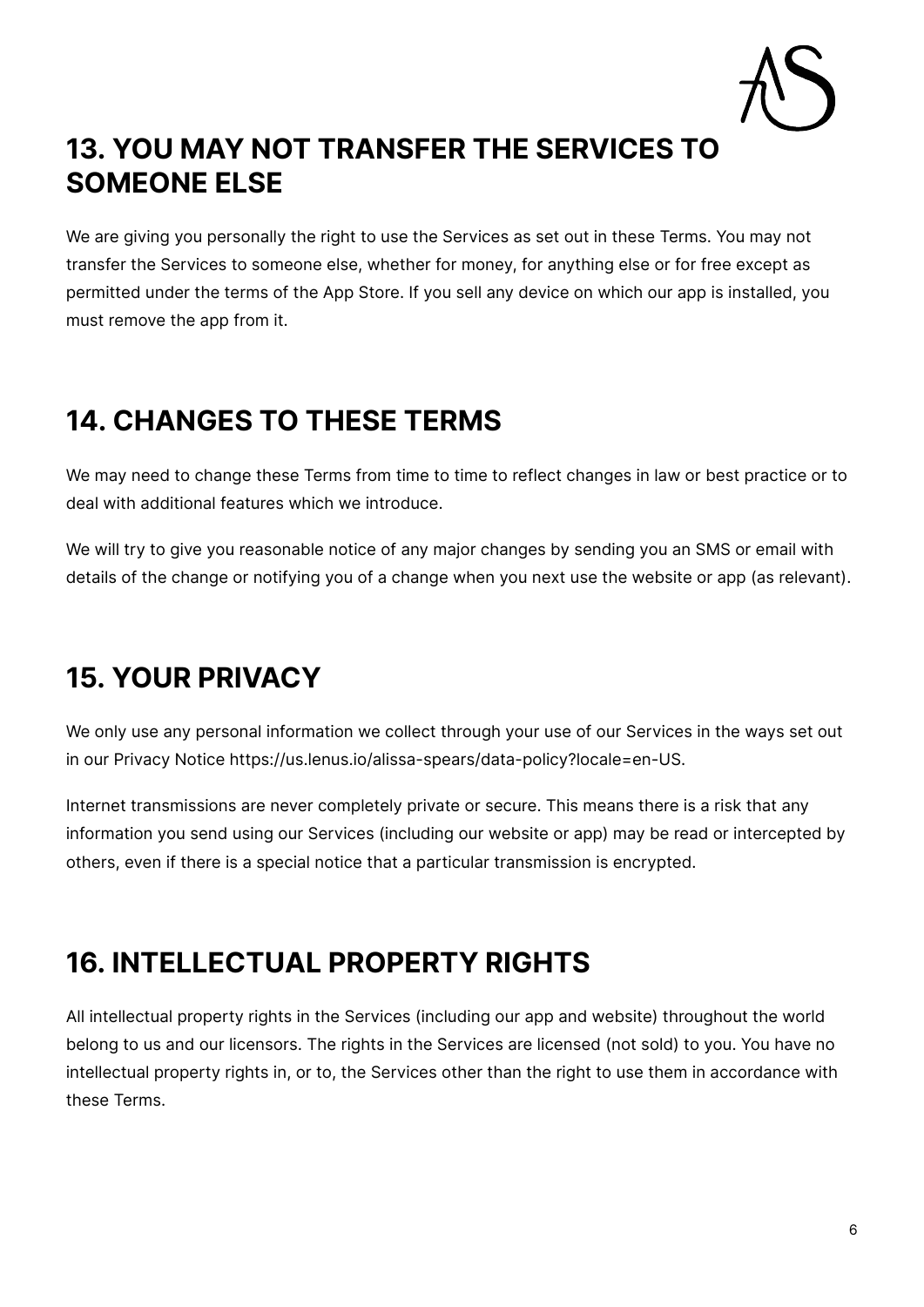## 13. YOU MAY NOT TRANSFER THE SERVICES TO SOMEONE ELSE

We are giving you personally the right to use the Services as set out in these Terms. You may not transfer the Services to someone else, whether for money, for anything else or for free except as permitted under the terms of the App Store. If you sell any device on which our app is installed, you must remove the app from it.

## 14. CHANGES TO THESE TERMS

We may need to change these Terms from time to time to reflect changes in law or best practice or to deal with additional features which we introduce.

We will try to give you reasonable notice of any major changes by sending you an SMS or email with details of the change or notifying you of a change when you next use the website or app (as relevant).

## 15. YOUR PRIVACY

We only use any personal information we collect through your use of our Services in the ways set out in our Privacy Notice https://us.lenus.io/alissa-spears/data-policy?locale=en-US.

Internet transmissions are never completely private or secure. This means there is a risk that any information you send using our Services (including our website or app) may be read or intercepted by others, even if there is a special notice that a particular transmission is encrypted.

## 16. INTELLECTUAL PROPERTY RIGHTS

All intellectual property rights in the Services (including our app and website) throughout the world belong to us and our licensors. The rights in the Services are licensed (not sold) to you. You have no intellectual property rights in, or to, the Services other than the right to use them in accordance with these Terms.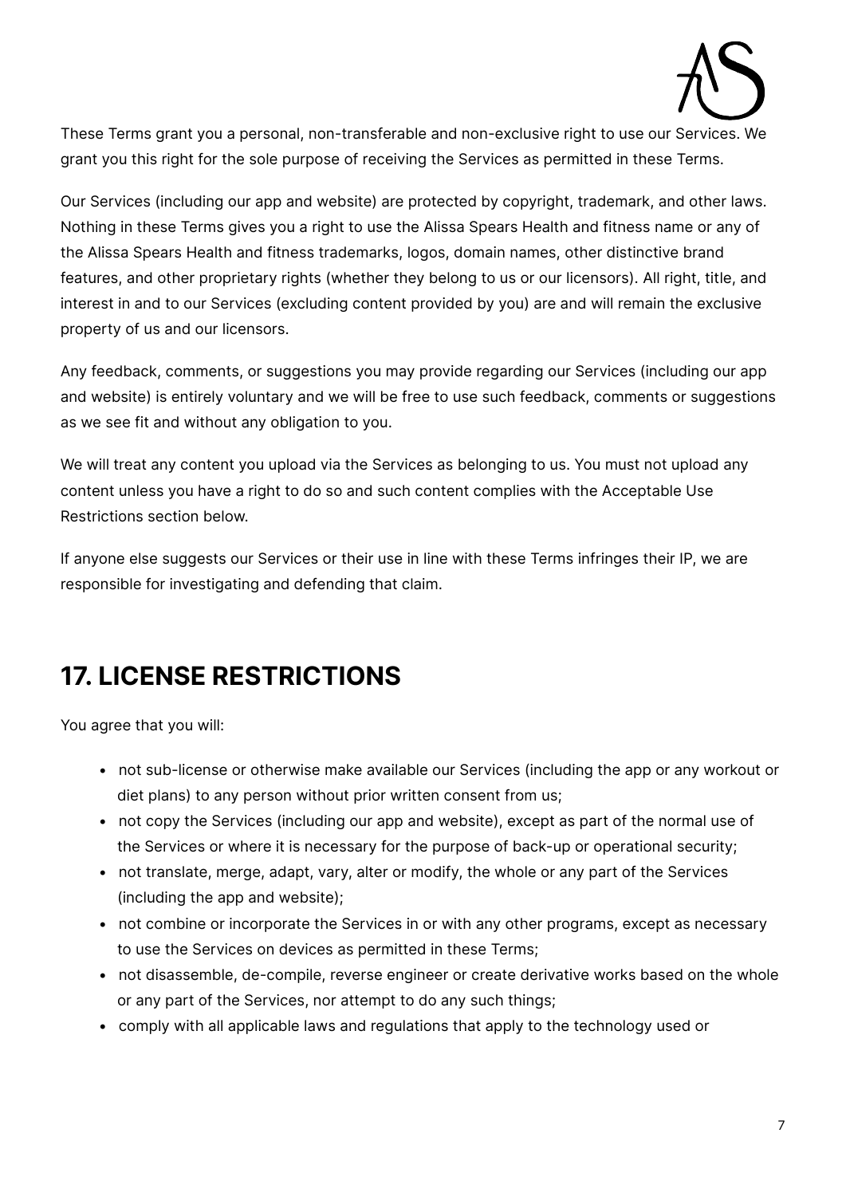These Terms grant you a personal, non-transferable and non-exclusive right to use our Services. We grant you this right for the sole purpose of receiving the Services as permitted in these Terms.

Our Services (including our app and website) are protected by copyright, trademark, and other laws. Nothing in these Terms gives you a right to use the Alissa Spears Health and fitness name or any of the Alissa Spears Health and fitness trademarks, logos, domain names, other distinctive brand features, and other proprietary rights (whether they belong to us or our licensors). All right, title, and interest in and to our Services (excluding content provided by you) are and will remain the exclusive property of us and our licensors.

Any feedback, comments, or suggestions you may provide regarding our Services (including our app and website) is entirely voluntary and we will be free to use such feedback, comments or suggestions as we see fit and without any obligation to you.

We will treat any content you upload via the Services as belonging to us. You must not upload any content unless you have a right to do so and such content complies with the Acceptable Use Restrictions section below.

If anyone else suggests our Services or their use in line with these Terms infringes their IP, we are responsible for investigating and defending that claim.

## 17. LICENSE RESTRICTIONS

You agree that you will:

- not sub-license or otherwise make available our Services (including the app or any workout or diet plans) to any person without prior written consent from us;
- not copy the Services (including our app and website), except as part of the normal use of the Services or where it is necessary for the purpose of back-up or operational security;
- not translate, merge, adapt, vary, alter or modify, the whole or any part of the Services (including the app and website);
- not combine or incorporate the Services in or with any other programs, except as necessary to use the Services on devices as permitted in these Terms;
- not disassemble, de-compile, reverse engineer or create derivative works based on the whole or any part of the Services, nor attempt to do any such things;
- comply with all applicable laws and regulations that apply to the technology used or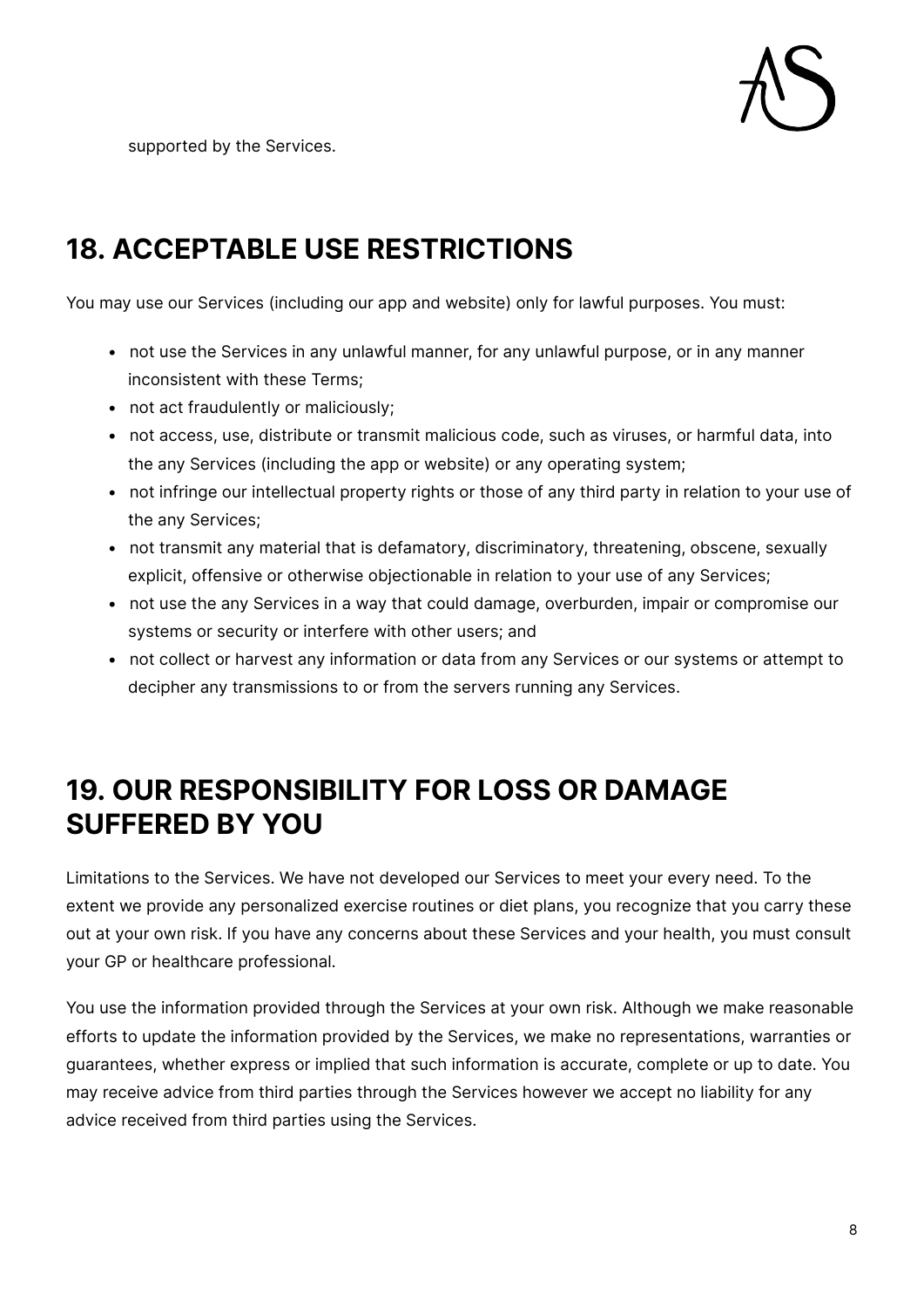supported by the Services.

## 18. ACCEPTABLE USE RESTRICTIONS

You may use our Services (including our app and website) only for lawful purposes. You must:

- not use the Services in any unlawful manner, for any unlawful purpose, or in any manner inconsistent with these Terms;
- not act fraudulently or maliciously;
- not access, use, distribute or transmit malicious code, such as viruses, or harmful data, into the any Services (including the app or website) or any operating system;
- not infringe our intellectual property rights or those of any third party in relation to your use of the any Services;
- not transmit any material that is defamatory, discriminatory, threatening, obscene, sexually explicit, offensive or otherwise objectionable in relation to your use of any Services;
- not use the any Services in a way that could damage, overburden, impair or compromise our systems or security or interfere with other users; and
- not collect or harvest any information or data from any Services or our systems or attempt to decipher any transmissions to or from the servers running any Services.

## 19. OUR RESPONSIBILITY FOR LOSS OR DAMAGE SUFFERED BY YOU

Limitations to the Services. We have not developed our Services to meet your every need. To the extent we provide any personalized exercise routines or diet plans, you recognize that you carry these out at your own risk. If you have any concerns about these Services and your health, you must consult your GP or healthcare professional.

You use the information provided through the Services at your own risk. Although we make reasonable efforts to update the information provided by the Services, we make no representations, warranties or guarantees, whether express or implied that such information is accurate, complete or up to date. You may receive advice from third parties through the Services however we accept no liability for any advice received from third parties using the Services.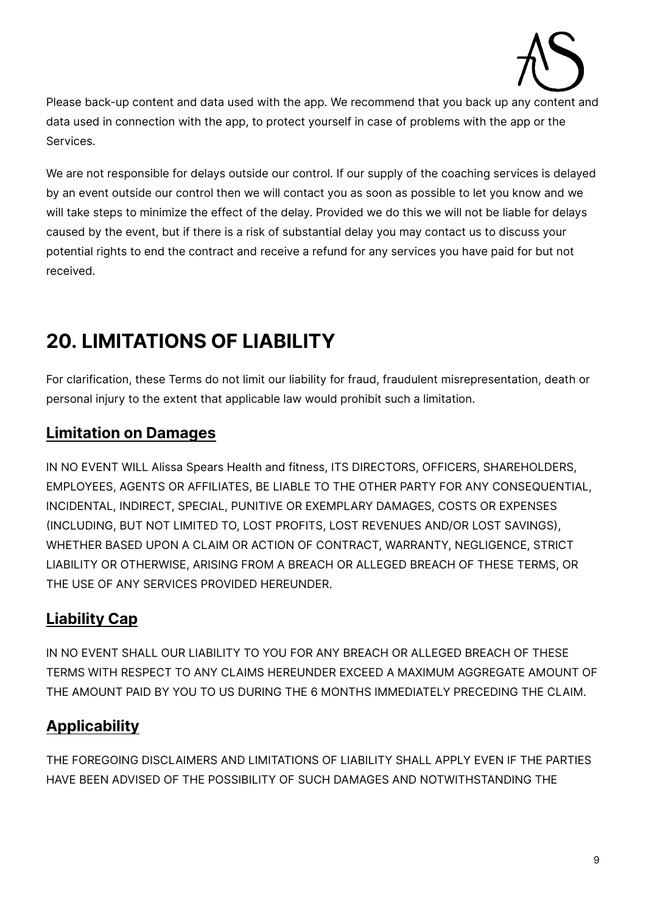Please back-up content and data used with the app. We recommend that you back up any content and data used in connection with the app, to protect yourself in case of problems with the app or the Services.

We are not responsible for delays outside our control. If our supply of the coaching services is delayed by an event outside our control then we will contact you as soon as possible to let you know and we will take steps to minimize the effect of the delay. Provided we do this we will not be liable for delays caused by the event, but if there is a risk of substantial delay you may contact us to discuss your potential rights to end the contract and receive a refund for any services you have paid for but not received.

# 20. LIMITATIONS OF LIABILITY

For clarification, these Terms do not limit our liability for fraud, fraudulent misrepresentation, death or personal injury to the extent that applicable law would prohibit such a limitation.

## Limitation on Damages

IN NO EVENT WILL Alissa Spears Health and fitness, ITS DIRECTORS, OFFICERS, SHAREHOLDERS, EMPLOYEES, AGENTS OR AFFILIATES, BE LIABLE TO THE OTHER PARTY FOR ANY CONSEQUENTIAL, INCIDENTAL, INDIRECT, SPECIAL, PUNITIVE OR EXEMPLARY DAMAGES, COSTS OR EXPENSES (INCLUDING, BUT NOT LIMITED TO, LOST PROFITS, LOST REVENUES AND/OR LOST SAVINGS), WHETHER BASED UPON A CLAIM OR ACTION OF CONTRACT, WARRANTY, NEGLIGENCE, STRICT LIABILITY OR OTHERWISE, ARISING FROM A BREACH OR ALLEGED BREACH OF THESE TERMS, OR THE USE OF ANY SERVICES PROVIDED HEREUNDER.

## Liability Cap

IN NO EVENT SHALL OUR LIABILITY TO YOU FOR ANY BREACH OR ALLEGED BREACH OF THESE TERMS WITH RESPECT TO ANY CLAIMS HEREUNDER EXCEED A MAXIMUM AGGREGATE AMOUNT OF THE AMOUNT PAID BY YOU TO US DURING THE 6 MONTHS IMMEDIATELY PRECEDING THE CLAIM.

## Applicability

THE FOREGOING DISCLAIMERS AND LIMITATIONS OF LIABILITY SHALL APPLY EVEN IF THE PARTIES HAVE BEEN ADVISED OF THE POSSIBILITY OF SUCH DAMAGES AND NOTWITHSTANDING THE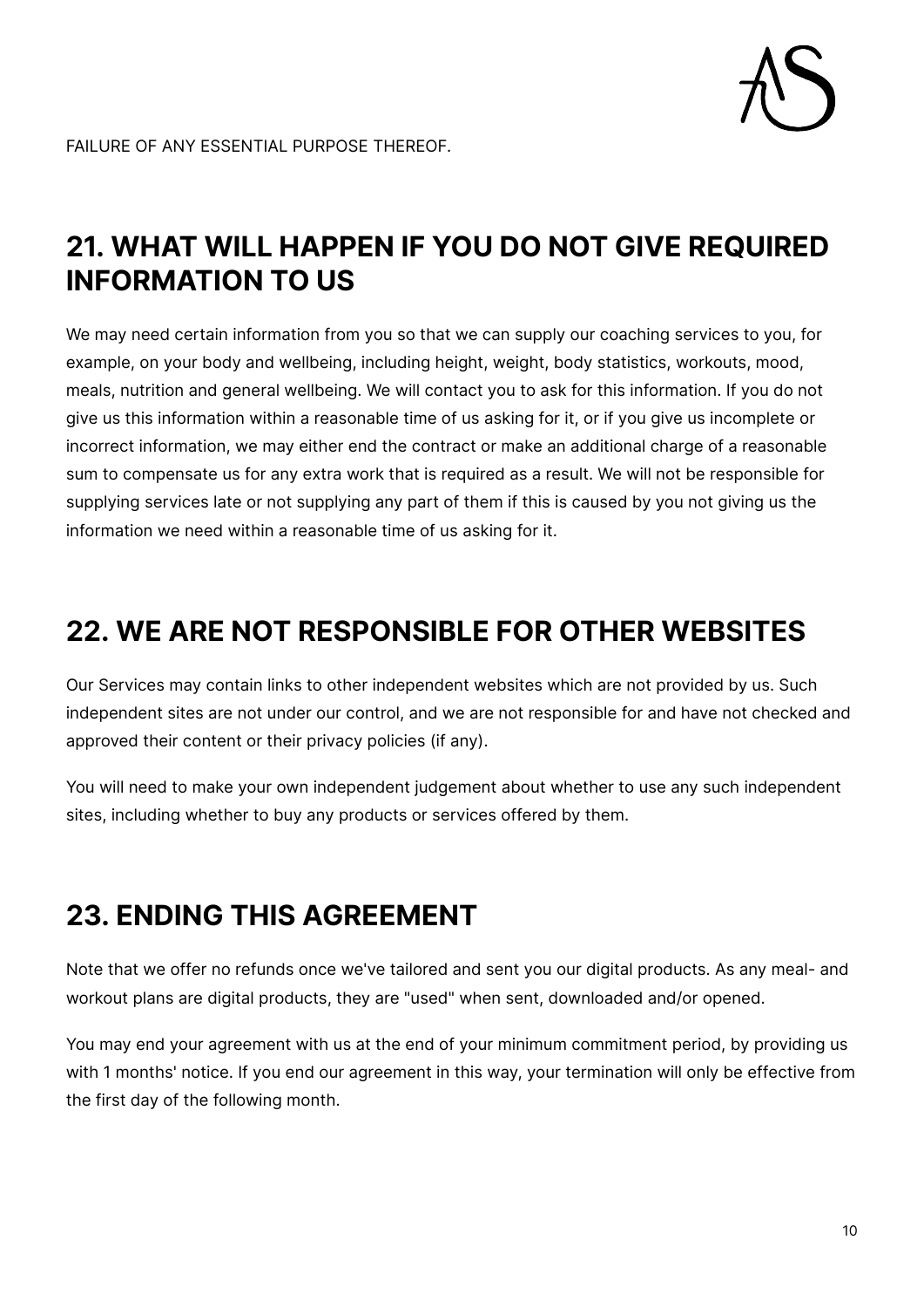FAILURE OF ANY ESSENTIAL PURPOSE THEREOF.

## 21. WHAT WILL HAPPEN IF YOU DO NOT GIVE REQUIRED INFORMATION TO US

We may need certain information from you so that we can supply our coaching services to you, for example, on your body and wellbeing, including height, weight, body statistics, workouts, mood, meals, nutrition and general wellbeing. We will contact you to ask for this information. If you do not give us this information within a reasonable time of us asking for it, or if you give us incomplete or incorrect information, we may either end the contract or make an additional charge of a reasonable sum to compensate us for any extra work that is required as a result. We will not be responsible for supplying services late or not supplying any part of them if this is caused by you not giving us the information we need within a reasonable time of us asking for it.

## 22. WE ARE NOT RESPONSIBLE FOR OTHER WEBSITES

Our Services may contain links to other independent websites which are not provided by us. Such independent sites are not under our control, and we are not responsible for and have not checked and approved their content or their privacy policies (if any).

You will need to make your own independent judgement about whether to use any such independent sites, including whether to buy any products or services offered by them.

## 23. ENDING THIS AGREEMENT

Note that we offer no refunds once we've tailored and sent you our digital products. As any meal- and workout plans are digital products, they are "used" when sent, downloaded and/or opened.

You may end your agreement with us at the end of your minimum commitment period, by providing us with 1 months' notice. If you end our agreement in this way, your termination will only be effective from the first day of the following month.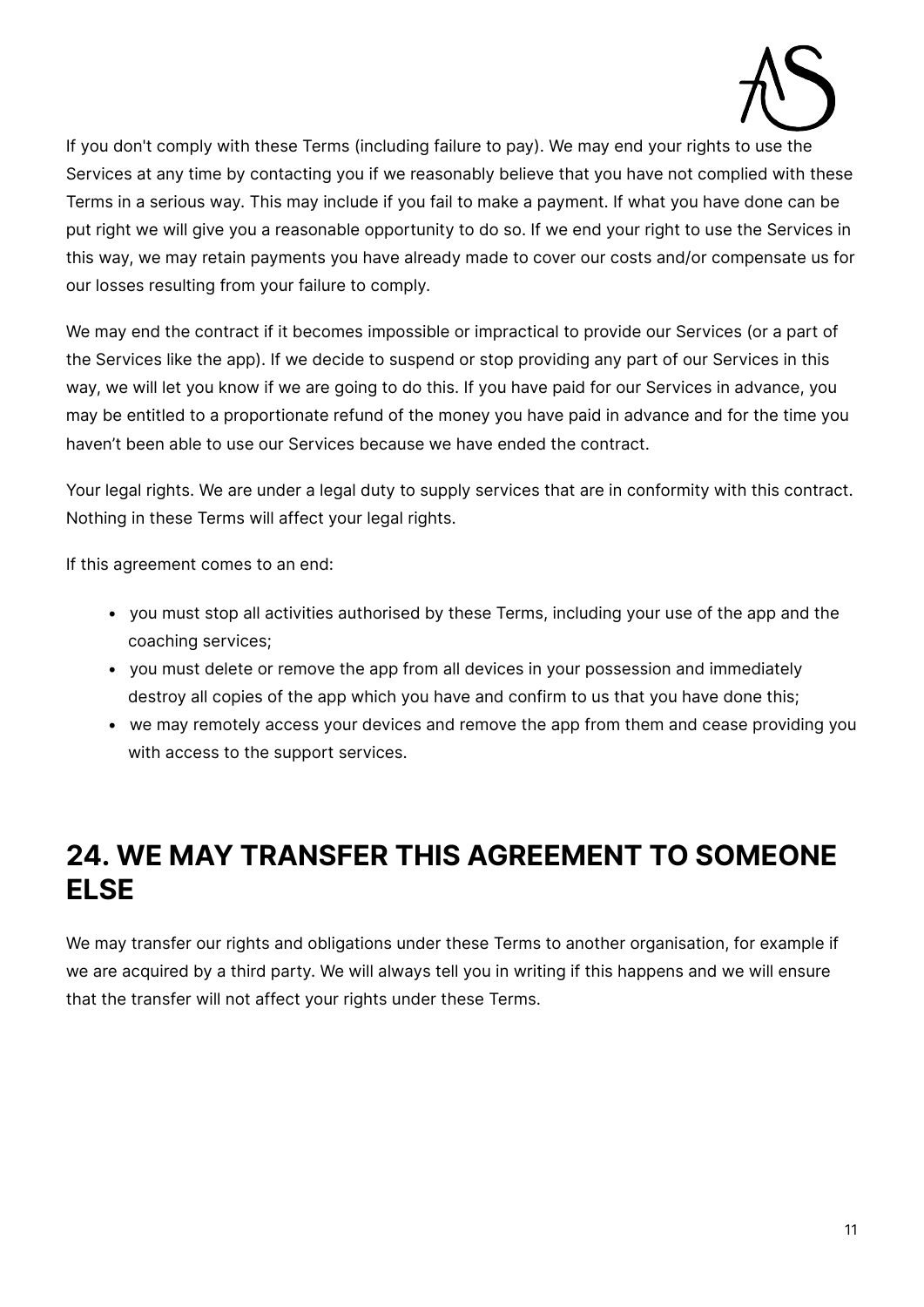If you don't comply with these Terms (including failure to pay). We may end your rights to use the Services at any time by contacting you if we reasonably believe that you have not complied with these Terms in a serious way. This may include if you fail to make a payment. If what you have done can be put right we will give you a reasonable opportunity to do so. If we end your right to use the Services in this way, we may retain payments you have already made to cover our costs and/or compensate us for our losses resulting from your failure to comply.

We may end the contract if it becomes impossible or impractical to provide our Services (or a part of the Services like the app). If we decide to suspend or stop providing any part of our Services in this way, we will let you know if we are going to do this. If you have paid for our Services in advance, you may be entitled to a proportionate refund of the money you have paid in advance and for the time you haven't been able to use our Services because we have ended the contract.

Your legal rights. We are under a legal duty to supply services that are in conformity with this contract. Nothing in these Terms will affect your legal rights.

If this agreement comes to an end:

- you must stop all activities authorised by these Terms, including your use of the app and the coaching services;
- you must delete or remove the app from all devices in your possession and immediately destroy all copies of the app which you have and confirm to us that you have done this;
- we may remotely access your devices and remove the app from them and cease providing you with access to the support services.

## 24. WE MAY TRANSFER THIS AGREEMENT TO SOMEONE ELSE

We may transfer our rights and obligations under these Terms to another organisation, for example if we are acquired by a third party. We will always tell you in writing if this happens and we will ensure that the transfer will not affect your rights under these Terms.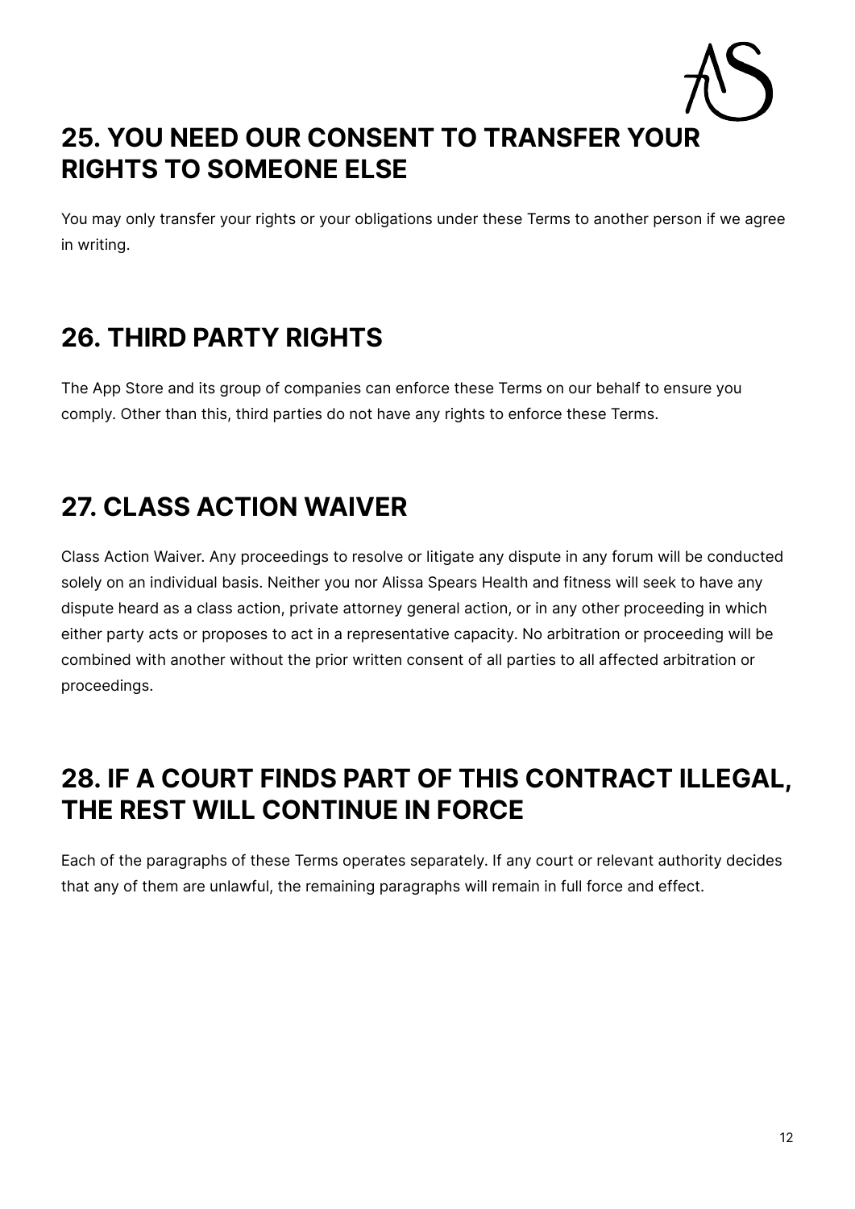## 25. YOU NEED OUR CONSENT TO TRANSFER YOUR RIGHTS TO SOMEONE ELSE

You may only transfer your rights or your obligations under these Terms to another person if we agree in writing.

## 26. THIRD PARTY RIGHTS

The App Store and its group of companies can enforce these Terms on our behalf to ensure you comply. Other than this, third parties do not have any rights to enforce these Terms.

## 27. CLASS ACTION WAIVER

Class Action Waiver. Any proceedings to resolve or litigate any dispute in any forum will be conducted solely on an individual basis. Neither you nor Alissa Spears Health and fitness will seek to have any dispute heard as a class action, private attorney general action, or in any other proceeding in which either party acts or proposes to act in a representative capacity. No arbitration or proceeding will be combined with another without the prior written consent of all parties to all affected arbitration or proceedings.

## 28. IF A COURT FINDS PART OF THIS CONTRACT ILLEGAL, THE REST WILL CONTINUE IN FORCE

Each of the paragraphs of these Terms operates separately. If any court or relevant authority decides that any of them are unlawful, the remaining paragraphs will remain in full force and effect.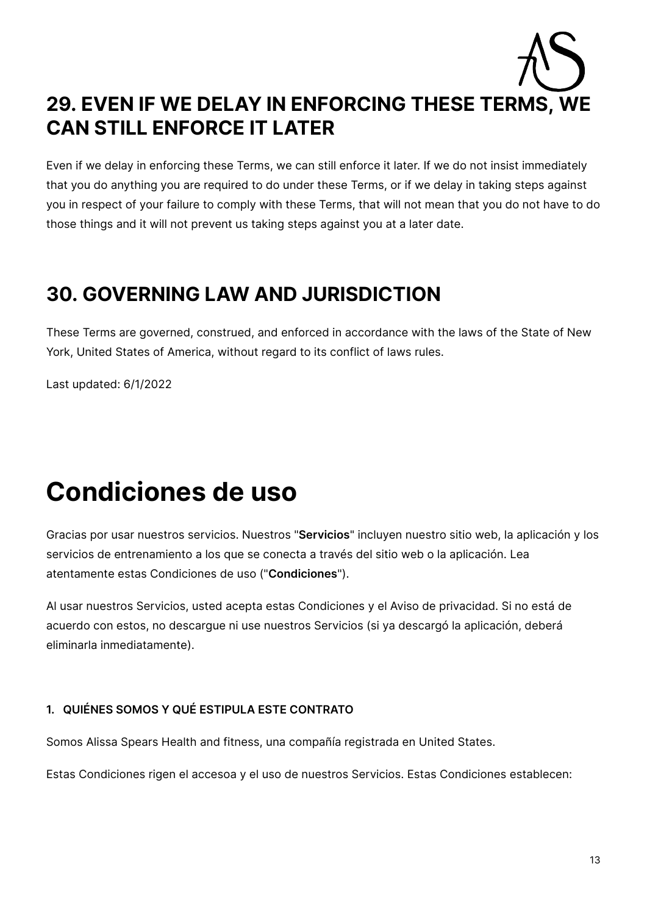## 29. EVEN IF WE DELAY IN ENFORCING THESE TERMS, WE CAN STILL ENFORCE IT LATER

Even if we delay in enforcing these Terms, we can still enforce it later. If we do not insist immediately that you do anything you are required to do under these Terms, or if we delay in taking steps against you in respect of your failure to comply with these Terms, that will not mean that you do not have to do those things and it will not prevent us taking steps against you at a later date.

## 30. GOVERNING LAW AND JURISDICTION

These Terms are governed, construed, and enforced in accordance with the laws of the State of New York, United States of America, without regard to its conflict of laws rules.

Last updated: 6/1/2022

# Condiciones de uso

Gracias por usar nuestros servicios. Nuestros "**Servicios**" incluyen nuestro sitio web, la aplicación y los servicios de entrenamiento a los que se conecta a través del sitio web o la aplicación. Lea atentamente estas Condiciones de uso ("**Condiciones**").

Al usar nuestros Servicios, usted acepta estas Condiciones y el Aviso de privacidad. Si no está de acuerdo con estos, no descargue ni use nuestros Servicios (si ya descargó la aplicación, deberá eliminarla inmediatamente).

#### 1. QUIÉNES SOMOS Y QUÉ ESTIPULA ESTE CONTRATO

Somos Alissa Spears Health and fitness, una compañía registrada en United States.

Estas Condiciones rigen el accesoa y el uso de nuestros Servicios. Estas Condiciones establecen: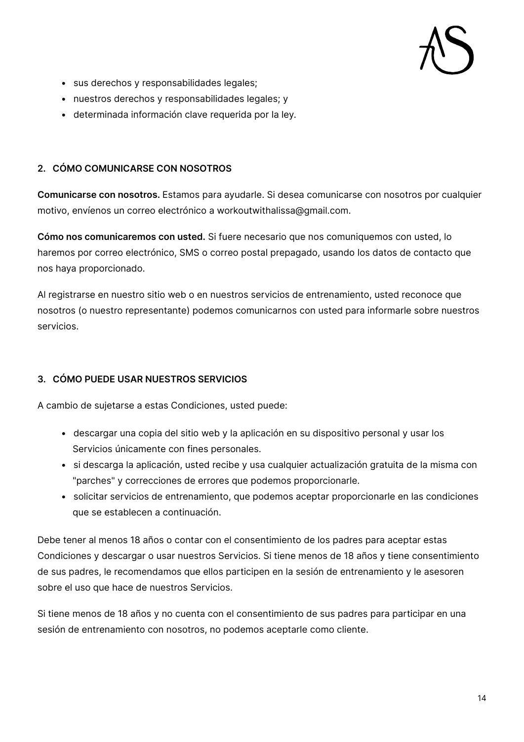- sus derechos y responsabilidades legales;
- nuestros derechos y responsabilidades legales; y
- determinada información clave requerida por la ley.

## 2. CÓMO COMUNICARSE CON NOSOTROS

**Comunicarse con nosotros.** Estamos para ayudarle. Si desea comunicarse con nosotros por cualquier motivo, envíenos un correo electrónico a workoutwithalissa@gmail.com.

**Cómo nos comunicaremos con usted.** Si fuere necesario que nos comuniquemos con usted, lo haremos por correo electrónico, SMS o correo postal prepagado, usando los datos de contacto que nos haya proporcionado.

Al registrarse en nuestro sitio web o en nuestros servicios de entrenamiento, usted reconoce que nosotros (o nuestro representante) podemos comunicarnos con usted para informarle sobre nuestros servicios.

## 3. CÓMO PUEDE USAR NUESTROS SERVICIOS

A cambio de sujetarse a estas Condiciones, usted puede:

- descargar una copia del sitio web y la aplicación en su dispositivo personal y usar los Servicios únicamente con fines personales.
- si descarga la aplicación, usted recibe y usa cualquier actualización gratuita de la misma con "parches" y correcciones de errores que podemos proporcionarle.
- solicitar servicios de entrenamiento, que podemos aceptar proporcionarle en las condiciones que se establecen a continuación.

Debe tener al menos 18 años o contar con el consentimiento de los padres para aceptar estas Condiciones y descargar o usar nuestros Servicios. Si tiene menos de 18 años y tiene consentimiento de sus padres, le recomendamos que ellos participen en la sesión de entrenamiento y le asesoren sobre el uso que hace de nuestros Servicios.

Si tiene menos de 18 años y no cuenta con el consentimiento de sus padres para participar en una sesión de entrenamiento con nosotros, no podemos aceptarle como cliente.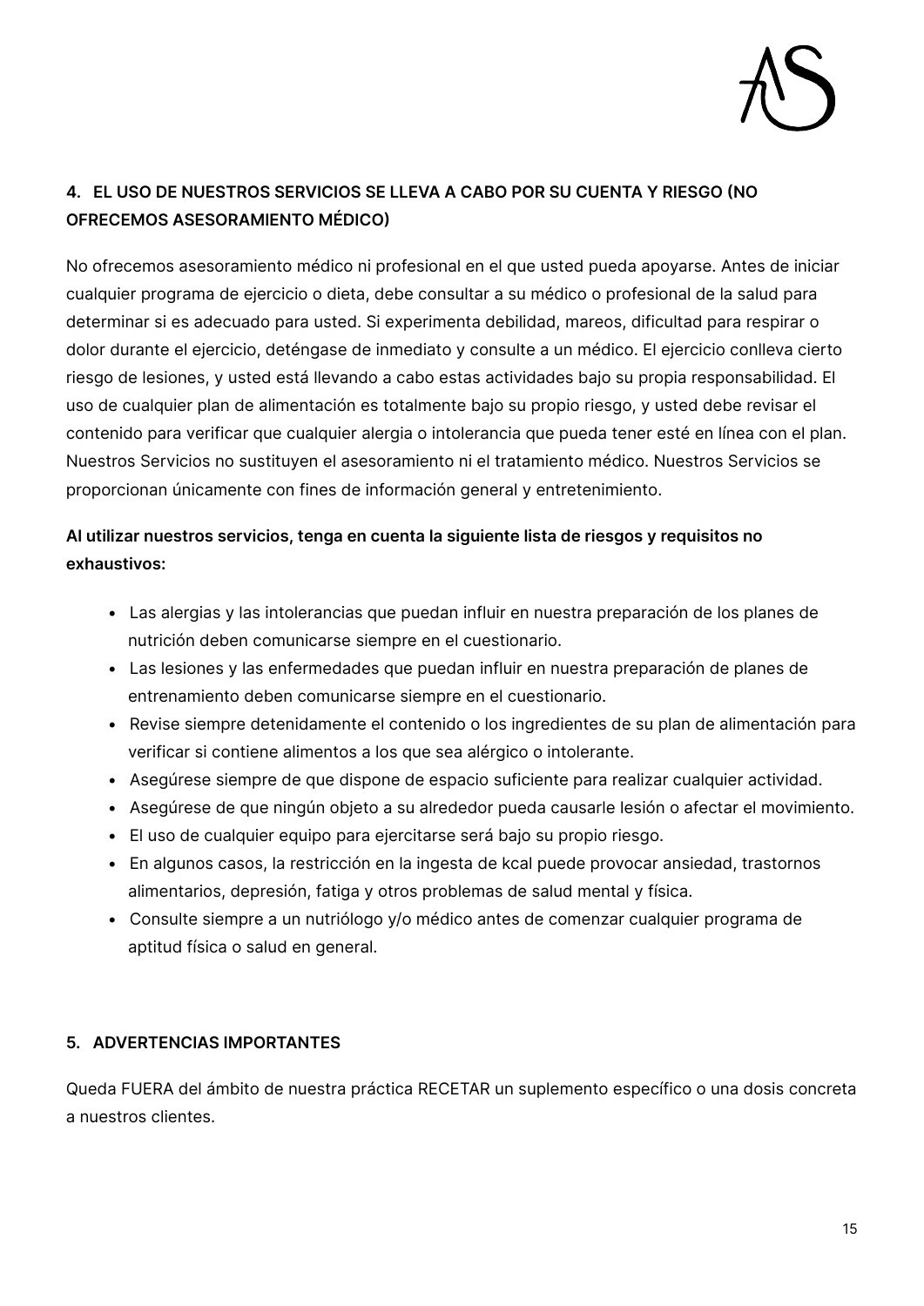## 4. EL USO DE NUESTROS SERVICIOS SE LLEVA A CABO POR SU CUENTA Y RIESGO (NO OFRECEMOS ASESORAMIENTO MÉDICO)

No ofrecemos asesoramiento médico ni profesional en el que usted pueda apoyarse. Antes de iniciar cualquier programa de ejercicio o dieta, debe consultar a su médico o profesional de la salud para determinar si es adecuado para usted. Si experimenta debilidad, mareos, dificultad para respirar o dolor durante el ejercicio, deténgase de inmediato y consulte a un médico. El ejercicio conlleva cierto riesgo de lesiones, y usted está llevando a cabo estas actividades bajo su propia responsabilidad. El uso de cualquier plan de alimentación es totalmente bajo su propio riesgo, y usted debe revisar el contenido para verificar que cualquier alergia o intolerancia que pueda tener esté en línea con el plan. Nuestros Servicios no sustituyen el asesoramiento ni el tratamiento médico. Nuestros Servicios se proporcionan únicamente con fines de información general y entretenimiento.

**Al utilizar nuestros servicios, tenga en cuenta la siguiente lista de riesgos y requisitos no exhaustivos:**

- Las alergias y las intolerancias que puedan influir en nuestra preparación de los planes de nutrición deben comunicarse siempre en el cuestionario.
- Las lesiones y las enfermedades que puedan influir en nuestra preparación de planes de entrenamiento deben comunicarse siempre en el cuestionario.
- Revise siempre detenidamente el contenido o los ingredientes de su plan de alimentación para verificar si contiene alimentos a los que sea alérgico o intolerante.
- Asegúrese siempre de que dispone de espacio suficiente para realizar cualquier actividad.
- Asegúrese de que ningún objeto a su alrededor pueda causarle lesión o afectar el movimiento.
- El uso de cualquier equipo para ejercitarse será bajo su propio riesgo.
- En algunos casos, la restricción en la ingesta de kcal puede provocar ansiedad, trastornos alimentarios, depresión, fatiga y otros problemas de salud mental y física.
- Consulte siempre a un nutriólogo y/o médico antes de comenzar cualquier programa de aptitud física o salud en general.

## 5. ADVERTENCIAS IMPORTANTES

Queda FUERA del ámbito de nuestra práctica RECETAR un suplemento específico o una dosis concreta a nuestros clientes.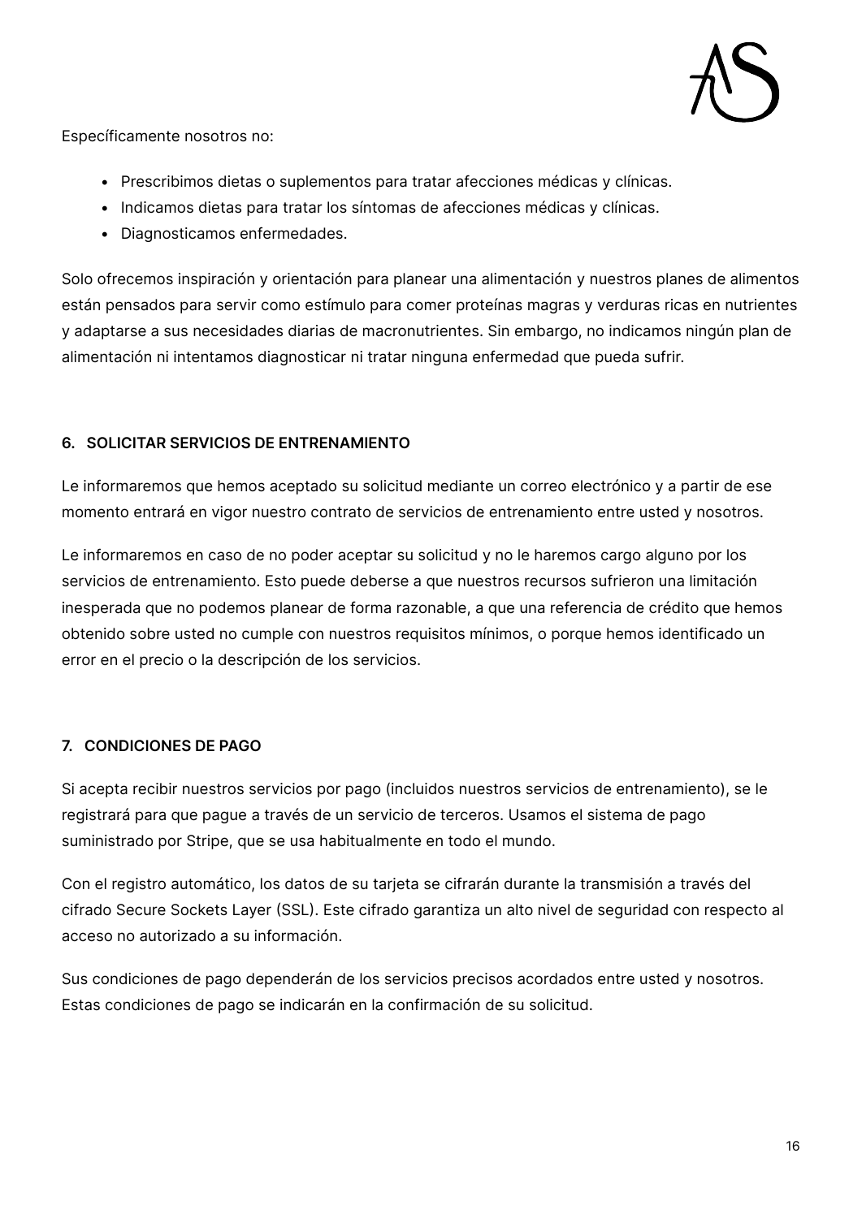Específicamente nosotros no:

- Prescribimos dietas o suplementos para tratar afecciones médicas y clínicas.
- Indicamos dietas para tratar los síntomas de afecciones médicas y clínicas.
- Diagnosticamos enfermedades.

Solo ofrecemos inspiración y orientación para planear una alimentación y nuestros planes de alimentos están pensados para servir como estímulo para comer proteínas magras y verduras ricas en nutrientes y adaptarse a sus necesidades diarias de macronutrientes. Sin embargo, no indicamos ningún plan de alimentación ni intentamos diagnosticar ni tratar ninguna enfermedad que pueda sufrir.

## 6. SOLICITAR SERVICIOS DE ENTRENAMIENTO

Le informaremos que hemos aceptado su solicitud mediante un correo electrónico y a partir de ese momento entrará en vigor nuestro contrato de servicios de entrenamiento entre usted y nosotros.

Le informaremos en caso de no poder aceptar su solicitud y no le haremos cargo alguno por los servicios de entrenamiento. Esto puede deberse a que nuestros recursos sufrieron una limitación inesperada que no podemos planear de forma razonable, a que una referencia de crédito que hemos obtenido sobre usted no cumple con nuestros requisitos mínimos, o porque hemos identificado un error en el precio o la descripción de los servicios.

## 7. CONDICIONES DE PAGO

Si acepta recibir nuestros servicios por pago (incluidos nuestros servicios de entrenamiento), se le registrará para que pague a través de un servicio de terceros. Usamos el sistema de pago suministrado por Stripe, que se usa habitualmente en todo el mundo.

Con el registro automático, los datos de su tarjeta se cifrarán durante la transmisión a través del cifrado Secure Sockets Layer (SSL). Este cifrado garantiza un alto nivel de seguridad con respecto al acceso no autorizado a su información.

Sus condiciones de pago dependerán de los servicios precisos acordados entre usted y nosotros. Estas condiciones de pago se indicarán en la confirmación de su solicitud.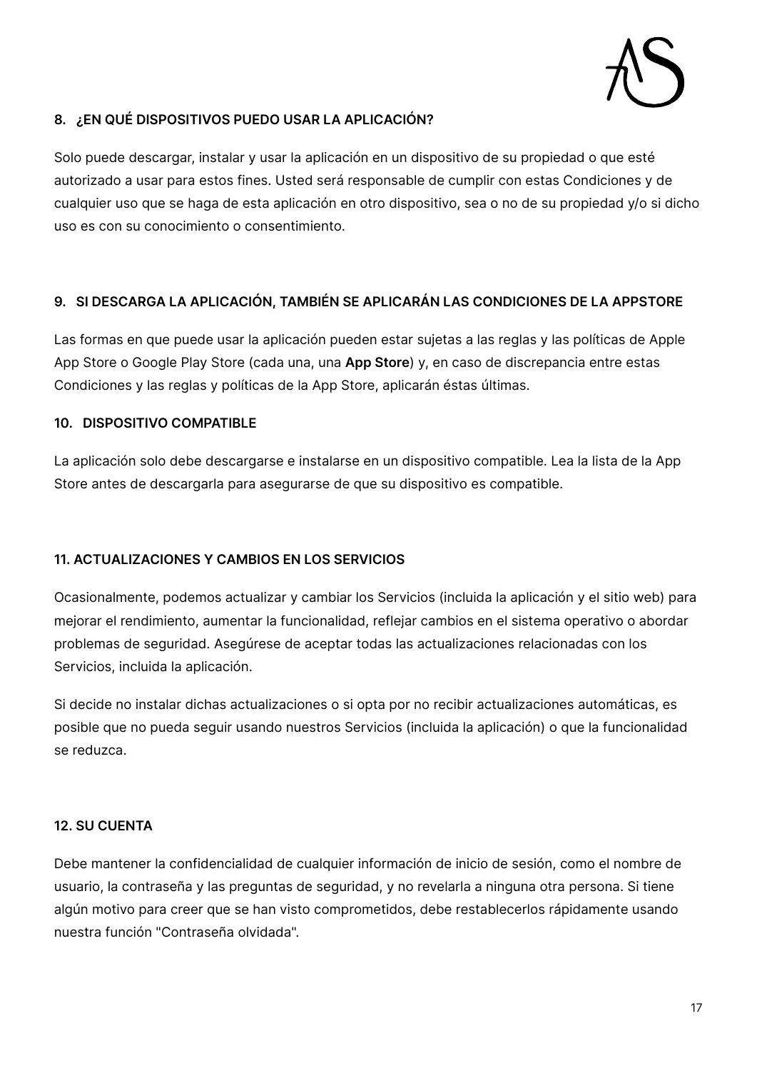### 8. ¿EN QUÉ DISPOSITIVOS PUEDO USAR LA APLICACIÓN?

Solo puede descargar, instalar y usar la aplicación en un dispositivo de su propiedad o que esté autorizado a usar para estos fines. Usted será responsable de cumplir con estas Condiciones y de cualquier uso que se haga de esta aplicación en otro dispositivo, sea o no de su propiedad y/o si dicho uso es con su conocimiento o consentimiento.

### 9. SI DESCARGA LA APLICACIÓN, TAMBIÉN SE APLICARÁN LAS CONDICIONES DE LA APPSTORE

Las formas en que puede usar la aplicación pueden estar sujetas a las reglas y las políticas de Apple App Store o Google Play Store (cada una, una **App Store**) y, en caso de discrepancia entre estas Condiciones y las reglas y políticas de la App Store, aplicarán éstas últimas.

### 10. DISPOSITIVO COMPATIBLE

La aplicación solo debe descargarse e instalarse en un dispositivo compatible. Lea la lista de la App Store antes de descargarla para asegurarse de que su dispositivo es compatible.

### 11. ACTUALIZACIONES Y CAMBIOS EN LOS SERVICIOS

Ocasionalmente, podemos actualizar y cambiar los Servicios (incluida la aplicación y el sitio web) para mejorar el rendimiento, aumentar la funcionalidad, reflejar cambios en el sistema operativo o abordar problemas de seguridad. Asegúrese de aceptar todas las actualizaciones relacionadas con los Servicios, incluida la aplicación.

Si decide no instalar dichas actualizaciones o si opta por no recibir actualizaciones automáticas, es posible que no pueda seguir usando nuestros Servicios (incluida la aplicación) o que la funcionalidad se reduzca.

### 12. SU CUENTA

Debe mantener la confidencialidad de cualquier información de inicio de sesión, como el nombre de usuario, la contraseña y las preguntas de seguridad, y no revelarla a ninguna otra persona. Si tiene algún motivo para creer que se han visto comprometidos, debe restablecerlos rápidamente usando nuestra función "Contraseña olvidada".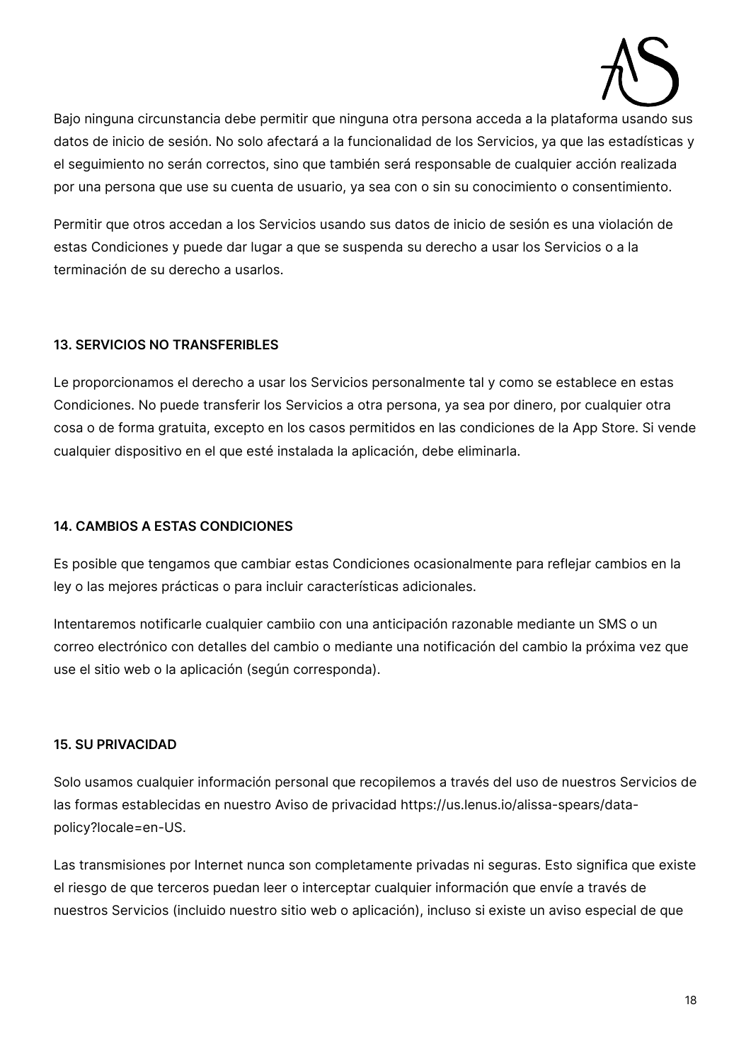Bajo ninguna circunstancia debe permitir que ninguna otra persona acceda a la plataforma usando sus datos de inicio de sesión. No solo afectará a la funcionalidad de los Servicios, ya que las estadísticas y el seguimiento no serán correctos, sino que también será responsable de cualquier acción realizada por una persona que use su cuenta de usuario, ya sea con o sin su conocimiento o consentimiento.

Permitir que otros accedan a los Servicios usando sus datos de inicio de sesión es una violación de estas Condiciones y puede dar lugar a que se suspenda su derecho a usar los Servicios o a la terminación de su derecho a usarlos.

**13. SERVICIOS NO TRANSFERIBLES**

Le proporcionamos el derecho a usar los Servicios personalmente tal y como se establece en estas Condiciones. No puede transferir los Servicios a otra persona, ya sea por dinero, por cualquier otra cosa o de forma gratuita, excepto en los casos permitidos en las condiciones de la App Store. Si vende cualquier dispositivo en el que esté instalada la aplicación, debe eliminarla.

**14. CAMBIOS A ESTAS CONDICIONES**

Es posible que tengamos que cambiar estas Condiciones ocasionalmente para reflejar cambios en la ley o las mejores prácticas o para incluir características adicionales.

Intentaremos notificarle cualquier cambiio con una anticipación razonable mediante un SMS o un correo electrónico con detalles del cambio o mediante una notificación del cambio la próxima vez que use el sitio web o la aplicación (según corresponda).

**15. SU PRIVACIDAD**

Solo usamos cualquier información personal que recopilemos a través del uso de nuestros Servicios de las formas establecidas en nuestro Aviso de privacidad https://us.lenus.io/alissa-spears/data-policy?locale=en-US.

Las transmisiones por Internet nunca son completamente privadas ni seguras. Esto significa que existe el riesgo de que terceros puedan leer o interceptar cualquier información que envíe a través de nuestros Servicios (incluido nuestro sitio web o aplicación), incluso si existe un aviso especial de que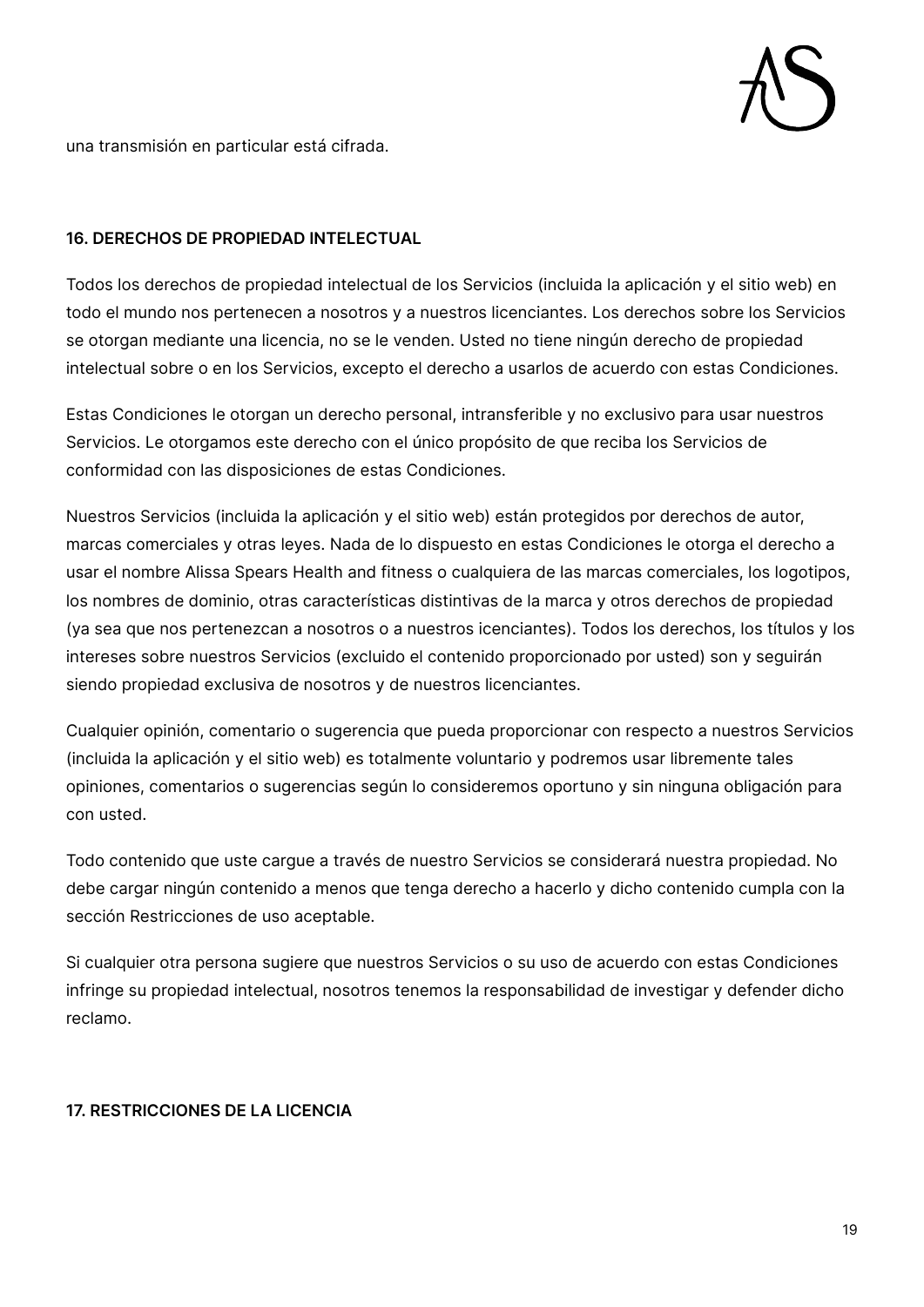una transmisión en particular está cifrada.

### 16. DERECHOS DE PROPIEDAD INTELECTUAL

Todos los derechos de propiedad intelectual de los Servicios (incluida la aplicación y el sitio web) en todo el mundo nos pertenecen a nosotros y a nuestros licenciantes. Los derechos sobre los Servicios se otorgan mediante una licencia, no se le venden. Usted no tiene ningún derecho de propiedad intelectual sobre o en los Servicios, excepto el derecho a usarlos de acuerdo con estas Condiciones.

Estas Condiciones le otorgan un derecho personal, intransferible y no exclusivo para usar nuestros Servicios. Le otorgamos este derecho con el único propósito de que reciba los Servicios de conformidad con las disposiciones de estas Condiciones.

Nuestros Servicios (incluida la aplicación y el sitio web) están protegidos por derechos de autor, marcas comerciales y otras leyes. Nada de lo dispuesto en estas Condiciones le otorga el derecho a usar el nombre Alissa Spears Health and fitness o cualquiera de las marcas comerciales, los logotipos, los nombres de dominio, otras características distintivas de la marca y otros derechos de propiedad (ya sea que nos pertenezcan a nosotros o a nuestros icenciantes). Todos los derechos, los títulos y los intereses sobre nuestros Servicios (excluido el contenido proporcionado por usted) son y seguirán siendo propiedad exclusiva de nosotros y de nuestros licenciantes.

Cualquier opinión, comentario o sugerencia que pueda proporcionar con respecto a nuestros Servicios (incluida la aplicación y el sitio web) es totalmente voluntario y podremos usar libremente tales opiniones, comentarios o sugerencias según lo consideremos oportuno y sin ninguna obligación para con usted.

Todo contenido que uste cargue a través de nuestro Servicios se considerará nuestra propiedad. No debe cargar ningún contenido a menos que tenga derecho a hacerlo y dicho contenido cumpla con la sección Restricciones de uso aceptable.

Si cualquier otra persona sugiere que nuestros Servicios o su uso de acuerdo con estas Condiciones infringe su propiedad intelectual, nosotros tenemos la responsabilidad de investigar y defender dicho reclamo.

### 17. RESTRICCIONES DE LA LICENCIA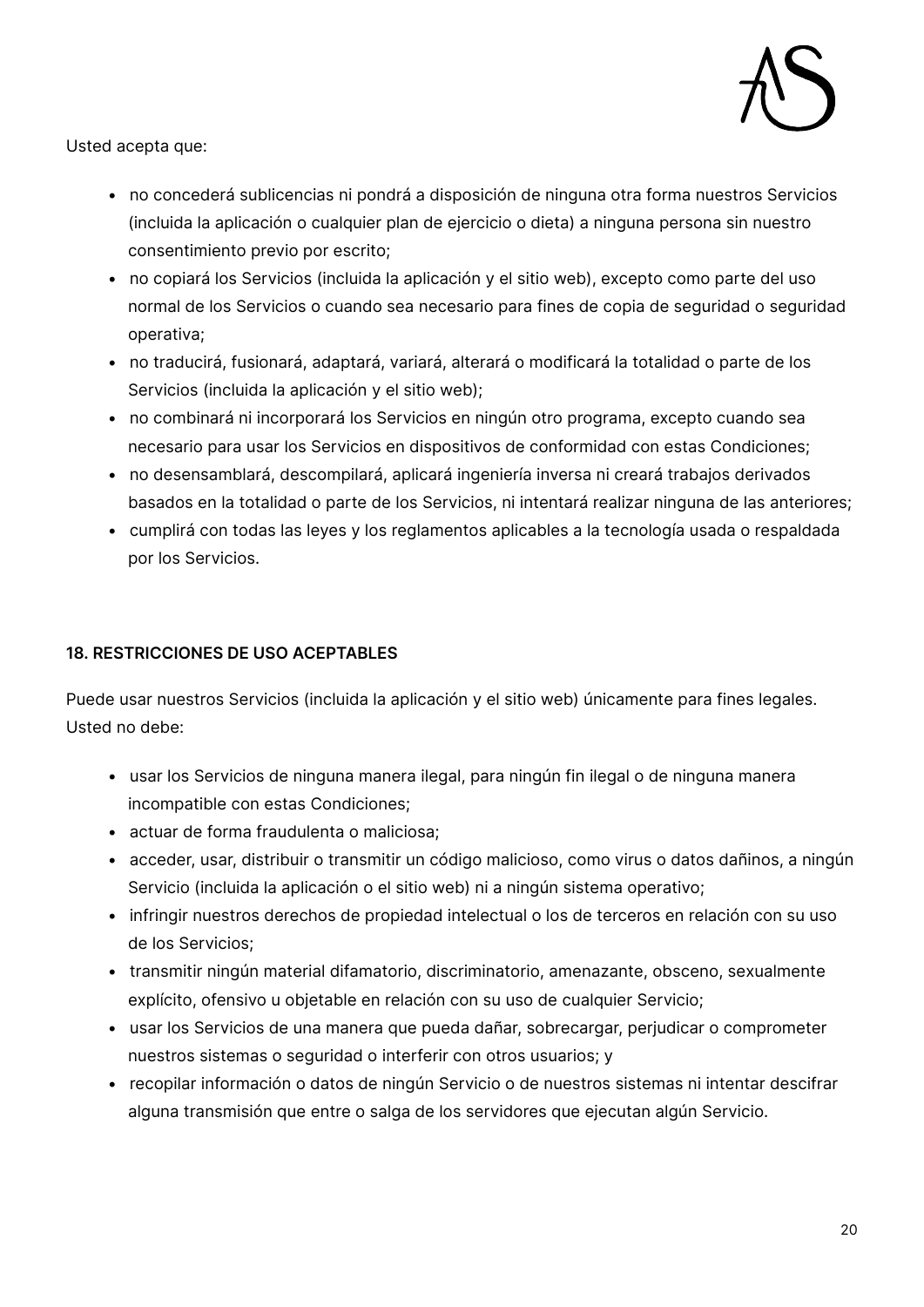Usted acepta que:

- no concederá sublicencias ni pondrá a disposición de ninguna otra forma nuestros Servicios (incluida la aplicación o cualquier plan de ejercicio o dieta) a ninguna persona sin nuestro consentimiento previo por escrito;
- no copiará los Servicios (incluida la aplicación y el sitio web), excepto como parte del uso normal de los Servicios o cuando sea necesario para fines de copia de seguridad o seguridad operativa;
- no traducirá, fusionará, adaptará, variará, alterará o modificará la totalidad o parte de los Servicios (incluida la aplicación y el sitio web);
- no combinará ni incorporará los Servicios en ningún otro programa, excepto cuando sea necesario para usar los Servicios en dispositivos de conformidad con estas Condiciones;
- no desensamblará, descompilará, aplicará ingeniería inversa ni creará trabajos derivados basados en la totalidad o parte de los Servicios, ni intentará realizar ninguna de las anteriores;
- cumplirá con todas las leyes y los reglamentos aplicables a la tecnología usada o respaldada por los Servicios.

### 18. RESTRICCIONES DE USO ACEPTABLES

Puede usar nuestros Servicios (incluida la aplicación y el sitio web) únicamente para fines legales. Usted no debe:

- usar los Servicios de ninguna manera ilegal, para ningún fin ilegal o de ninguna manera incompatible con estas Condiciones;
- actuar de forma fraudulenta o maliciosa;
- acceder, usar, distribuir o transmitir un código malicioso, como virus o datos dañinos, a ningún Servicio (incluida la aplicación o el sitio web) ni a ningún sistema operativo;
- infringir nuestros derechos de propiedad intelectual o los de terceros en relación con su uso de los Servicios;
- transmitir ningún material difamatorio, discriminatorio, amenazante, obsceno, sexualmente explícito, ofensivo u objetable en relación con su uso de cualquier Servicio;
- usar los Servicios de una manera que pueda dañar, sobrecargar, perjudicar o comprometer nuestros sistemas o seguridad o interferir con otros usuarios; y
- recopilar información o datos de ningún Servicio o de nuestros sistemas ni intentar descifrar alguna transmisión que entre o salga de los servidores que ejecutan algún Servicio.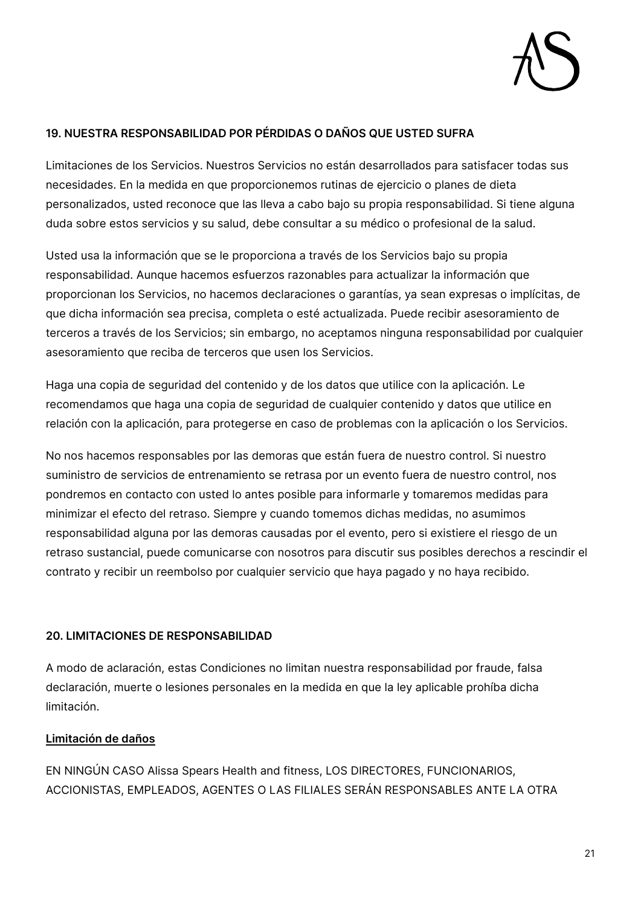## 19. NUESTRA RESPONSABILIDAD POR PÉRDIDAS O DAÑOS QUE USTED SUFRA

Limitaciones de los Servicios. Nuestros Servicios no están desarrollados para satisfacer todas sus necesidades. En la medida en que proporcionemos rutinas de ejercicio o planes de dieta personalizados, usted reconoce que las lleva a cabo bajo su propia responsabilidad. Si tiene alguna duda sobre estos servicios y su salud, debe consultar a su médico o profesional de la salud.

Usted usa la información que se le proporciona a través de los Servicios bajo su propia responsabilidad. Aunque hacemos esfuerzos razonables para actualizar la información que proporcionan los Servicios, no hacemos declaraciones o garantías, ya sean expresas o implícitas, de que dicha información sea precisa, completa o esté actualizada. Puede recibir asesoramiento de terceros a través de los Servicios; sin embargo, no aceptamos ninguna responsabilidad por cualquier asesoramiento que reciba de terceros que usen los Servicios.

Haga una copia de seguridad del contenido y de los datos que utilice con la aplicación. Le recomendamos que haga una copia de seguridad de cualquier contenido y datos que utilice en relación con la aplicación, para protegerse en caso de problemas con la aplicación o los Servicios.

No nos hacemos responsables por las demoras que están fuera de nuestro control. Si nuestro suministro de servicios de entrenamiento se retrasa por un evento fuera de nuestro control, nos pondremos en contacto con usted lo antes posible para informarle y tomaremos medidas para minimizar el efecto del retraso. Siempre y cuando tomemos dichas medidas, no asumimos responsabilidad alguna por las demoras causadas por el evento, pero si existiere el riesgo de un retraso sustancial, puede comunicarse con nosotros para discutir sus posibles derechos a rescindir el contrato y recibir un reembolso por cualquier servicio que haya pagado y no haya recibido.

## 20. LIMITACIONES DE RESPONSABILIDAD

A modo de aclaración, estas Condiciones no limitan nuestra responsabilidad por fraude, falsa declaración, muerte o lesiones personales en la medida en que la ley aplicable prohíba dicha limitación.

**Limitación de daños**

EN NINGÚN CASO Alissa Spears Health and fitness, LOS DIRECTORES, FUNCIONARIOS, ACCIONISTAS, EMPLEADOS, AGENTES O LAS FILIALES SERÁN RESPONSABLES ANTE LA OTRA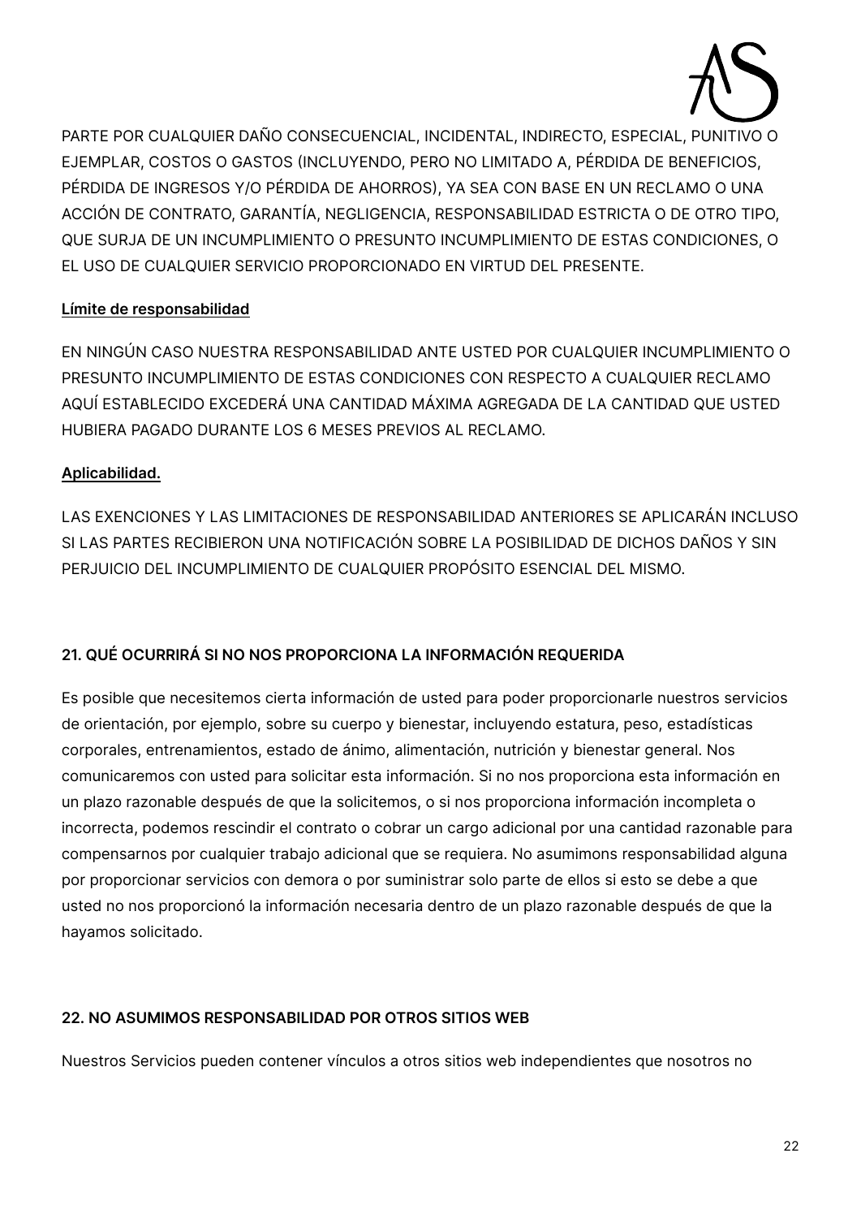PARTE POR CUALQUIER DAÑO CONSECUENCIAL, INCIDENTAL, INDIRECTO, ESPECIAL, PUNITIVO O EJEMPLAR, COSTOS O GASTOS (INCLUYENDO, PERO NO LIMITADO A, PÉRDIDA DE BENEFICIOS, PÉRDIDA DE INGRESOS Y/O PÉRDIDA DE AHORROS), YA SEA CON BASE EN UN RECLAMO O UNA ACCIÓN DE CONTRATO, GARANTÍA, NEGLIGENCIA, RESPONSABILIDAD ESTRICTA O DE OTRO TIPO, QUE SURJA DE UN INCUMPLIMIENTO O PRESUNTO INCUMPLIMIENTO DE ESTAS CONDICIONES, O EL USO DE CUALQUIER SERVICIO PROPORCIONADO EN VIRTUD DEL PRESENTE.

**Límite de responsabilidad**

EN NINGÚN CASO NUESTRA RESPONSABILIDAD ANTE USTED POR CUALQUIER INCUMPLIMIENTO O PRESUNTO INCUMPLIMIENTO DE ESTAS CONDICIONES CON RESPECTO A CUALQUIER RECLAMO AQUÍ ESTABLECIDO EXCEDERÁ UNA CANTIDAD MÁXIMA AGREGADA DE LA CANTIDAD QUE USTED HUBIERA PAGADO DURANTE LOS 6 MESES PREVIOS AL RECLAMO.

**Aplicabilidad.**

LAS EXENCIONES Y LAS LIMITACIONES DE RESPONSABILIDAD ANTERIORES SE APLICARÁN INCLUSO SI LAS PARTES RECIBIERON UNA NOTIFICACIÓN SOBRE LA POSIBILIDAD DE DICHOS DAÑOS Y SIN PERJUICIO DEL INCUMPLIMIENTO DE CUALQUIER PROPÓSITO ESENCIAL DEL MISMO.

## 21. QUÉ OCURRIRÁ SI NO NOS PROPORCIONA LA INFORMACIÓN REQUERIDA

Es posible que necesitemos cierta información de usted para poder proporcionarle nuestros servicios de orientación, por ejemplo, sobre su cuerpo y bienestar, incluyendo estatura, peso, estadísticas corporales, entrenamientos, estado de ánimo, alimentación, nutrición y bienestar general. Nos comunicaremos con usted para solicitar esta información. Si no nos proporciona esta información en un plazo razonable después de que la solicitemos, o si nos proporciona información incompleta o incorrecta, podemos rescindir el contrato o cobrar un cargo adicional por una cantidad razonable para compensarnos por cualquier trabajo adicional que se requiera. No asumimons responsabilidad alguna por proporcionar servicios con demora o por suministrar solo parte de ellos si esto se debe a que usted no nos proporcionó la información necesaria dentro de un plazo razonable después de que la hayamos solicitado.

## 22. NO ASUMIMOS RESPONSABILIDAD POR OTROS SITIOS WEB

Nuestros Servicios pueden contener vínculos a otros sitios web independientes que nosotros no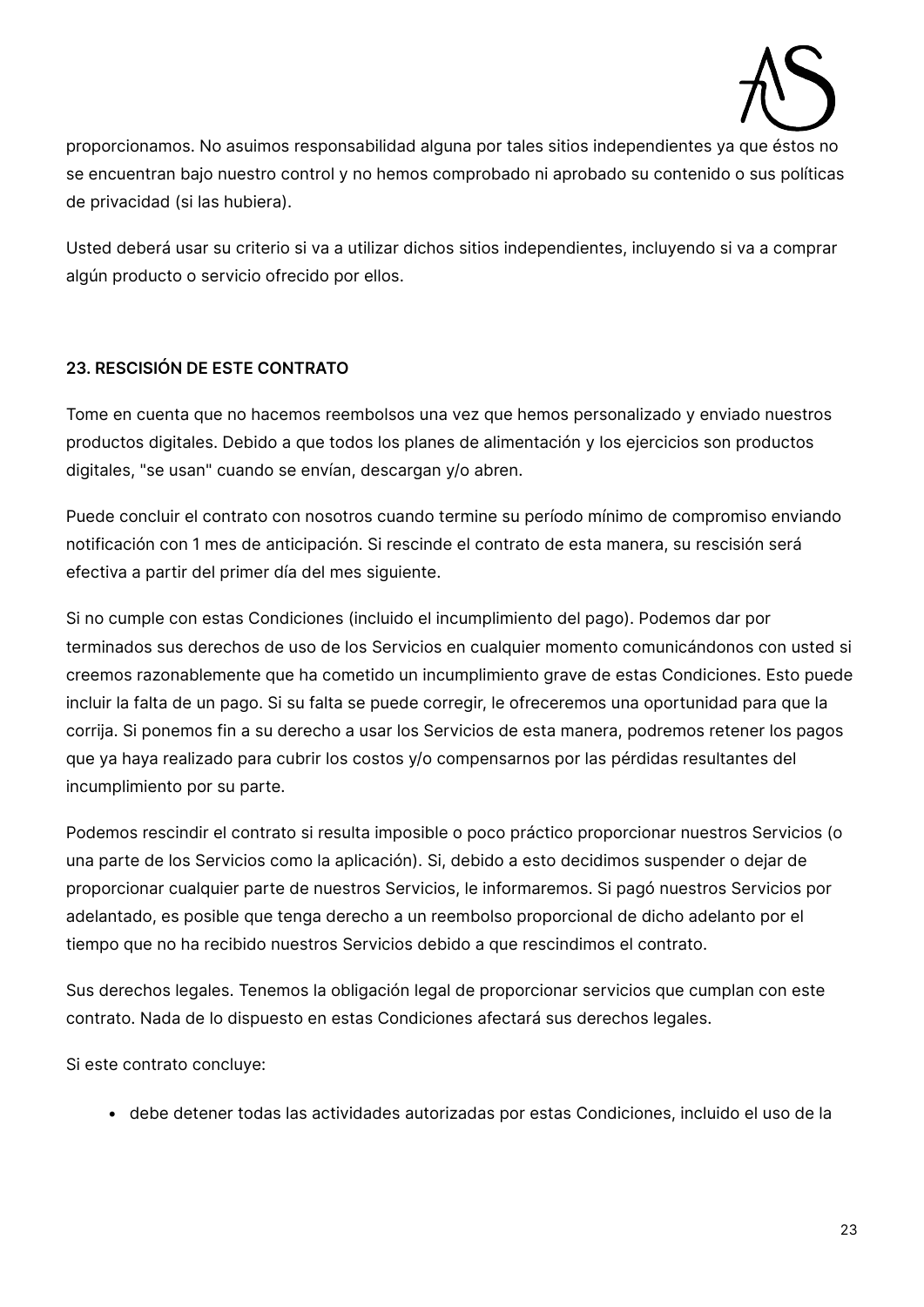proporcionamos. No asumimos responsabilidad alguna por tales sitios independientes ya que éstos no se encuentran bajo nuestro control y no hemos comprobado ni aprobado su contenido o sus políticas de privacidad (si las hubiera).

Usted deberá usar su criterio si va a utilizar dichos sitios independientes, incluyendo si va a comprar algún producto o servicio ofrecido por ellos.

**23. RESCISIÓN DE ESTE CONTRATO**

Tome en cuenta que no hacemos reembolsos una vez que hemos personalizado y enviado nuestros productos digitales. Debido a que todos los planes de alimentación y los ejercicios son productos digitales, "se usan" cuando se envían, descargan y/o abren.

Puede concluir el contrato con nosotros cuando termine su período mínimo de compromiso enviando notificación con 1 mes de anticipación. Si rescinde el contrato de esta manera, su rescisión será efectiva a partir del primer día del mes siguiente.

Si no cumple con estas Condiciones (incluido el incumplimiento del pago). Podemos dar por terminados sus derechos de uso de los Servicios en cualquier momento comunicándonos con usted si creemos razonablemente que ha cometido un incumplimiento grave de estas Condiciones. Esto puede incluir la falta de un pago. Si su falta se puede corregir, le ofreceremos una oportunidad para que la corrija. Si ponemos fin a su derecho a usar los Servicios de esta manera, podremos retener los pagos que ya haya realizado para cubrir los costos y/o compensarnos por las pérdidas resultantes del incumplimiento por su parte.

Podemos rescindir el contrato si resulta imposible o poco práctico proporcionar nuestros Servicios (o una parte de los Servicios como la aplicación). Si, debido a esto decidimos suspender o dejar de proporcionar cualquier parte de nuestros Servicios, le informaremos. Si pagó nuestros Servicios por adelantado, es posible que tenga derecho a un reembolso proporcional de dicho adelanto por el tiempo que no ha recibido nuestros Servicios debido a que rescindimos el contrato.

Sus derechos legales. Tenemos la obligación legal de proporcionar servicios que cumplan con este contrato. Nada de lo dispuesto en estas Condiciones afectará sus derechos legales.

Si este contrato concluye:

- debe detener todas las actividades autorizadas por estas Condiciones, incluido el uso de la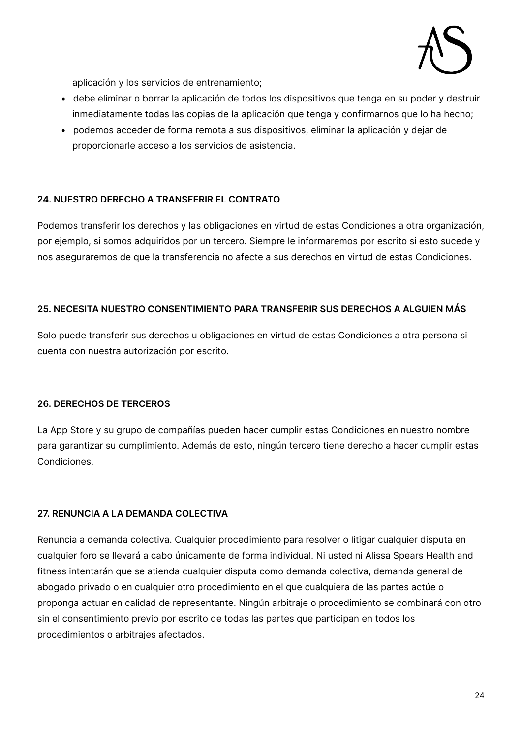aplicación y los servicios de entrenamiento;

- debe eliminar o borrar la aplicación de todos los dispositivos que tenga en su poder y destruir inmediatamente todas las copias de la aplicación que tenga y confirmarnos que lo ha hecho;
- podemos acceder de forma remota a sus dispositivos, eliminar la aplicación y dejar de proporcionarle acceso a los servicios de asistencia.

**24. NUESTRO DERECHO A TRANSFERIR EL CONTRATO**

Podemos transferir los derechos y las obligaciones en virtud de estas Condiciones a otra organización, por ejemplo, si somos adquiridos por un tercero. Siempre le informaremos por escrito si esto sucede y nos aseguraremos de que la transferencia no afecte a sus derechos en virtud de estas Condiciones.

**25. NECESITA NUESTRO CONSENTIMIENTO PARA TRANSFERIR SUS DERECHOS A ALGUIEN MÁS**

Solo puede transferir sus derechos u obligaciones en virtud de estas Condiciones a otra persona si cuenta con nuestra autorización por escrito.

**26. DERECHOS DE TERCEROS**

La App Store y su grupo de compañías pueden hacer cumplir estas Condiciones en nuestro nombre para garantizar su cumplimiento. Además de esto, ningún tercero tiene derecho a hacer cumplir estas Condiciones.

**27. RENUNCIA A LA DEMANDA COLECTIVA**

Renuncia a demanda colectiva. Cualquier procedimiento para resolver o litigar cualquier disputa en cualquier foro se llevará a cabo únicamente de forma individual. Ni usted ni Alissa Spears Health and fitness intentarán que se atienda cualquier disputa como demanda colectiva, demanda general de abogado privado o en cualquier otro procedimiento en el que cualquiera de las partes actúe o proponga actuar en calidad de representante. Ningún arbitraje o procedimiento se combinará con otro sin el consentimiento previo por escrito de todas las partes que participan en todos los procedimientos o arbitrajes afectados.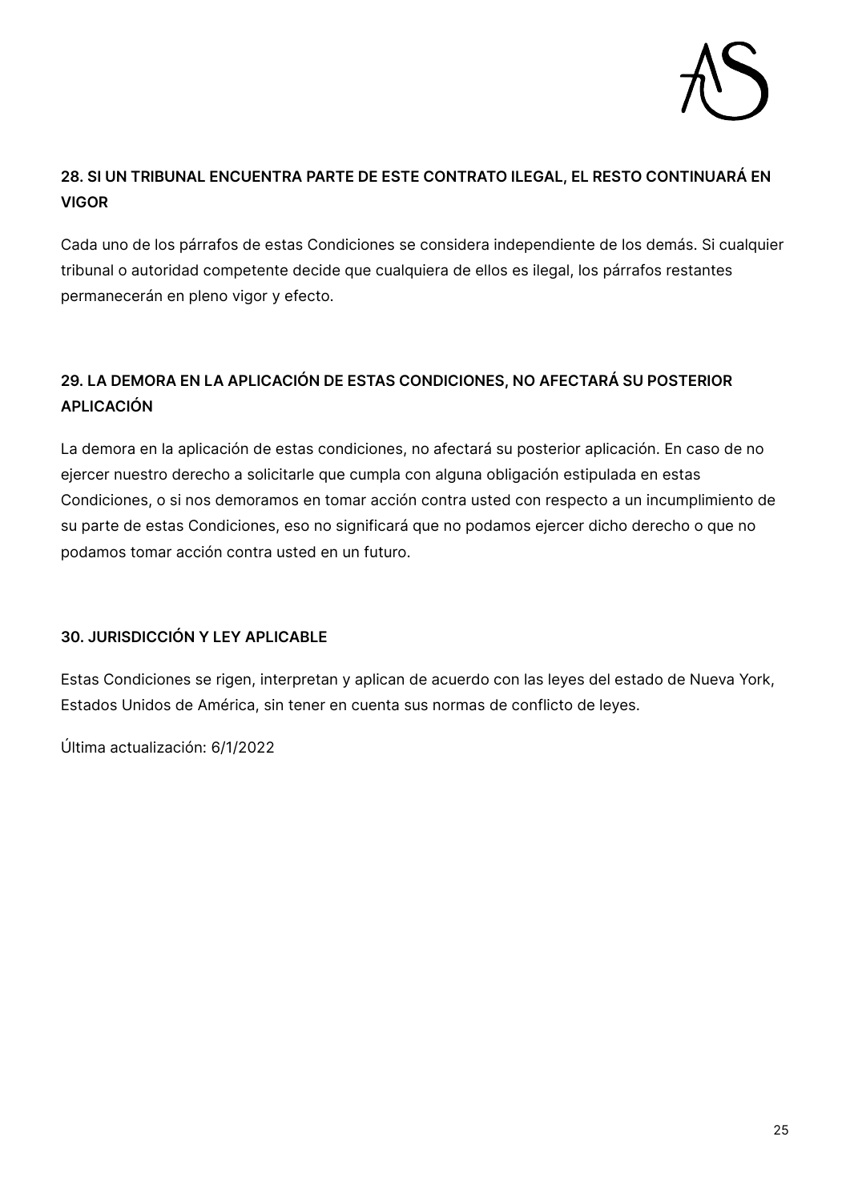## 28. SI UN TRIBUNAL ENCUENTRA PARTE DE ESTE CONTRATO ILEGAL, EL RESTO CONTINUARÁ EN VIGOR

Cada uno de los párrafos de estas Condiciones se considera independiente de los demás. Si cualquier tribunal o autoridad competente decide que cualquiera de ellos es ilegal, los párrafos restantes permanecerán en pleno vigor y efecto.

## 29. LA DEMORA EN LA APLICACIÓN DE ESTAS CONDICIONES, NO AFECTARÁ SU POSTERIOR APLICACIÓN

La demora en la aplicación de estas condiciones, no afectará su posterior aplicación. En caso de no ejercer nuestro derecho a solicitarle que cumpla con alguna obligación estipulada en estas Condiciones, o si nos demoramos en tomar acción contra usted con respecto a un incumplimiento de su parte de estas Condiciones, eso no significará que no podamos ejercer dicho derecho o que no podamos tomar acción contra usted en un futuro.

## 30. JURISDICCIÓN Y LEY APLICABLE

Estas Condiciones se rigen, interpretan y aplican de acuerdo con las leyes del estado de Nueva York, Estados Unidos de América, sin tener en cuenta sus normas de conflicto de leyes.

Última actualización: 6/1/2022